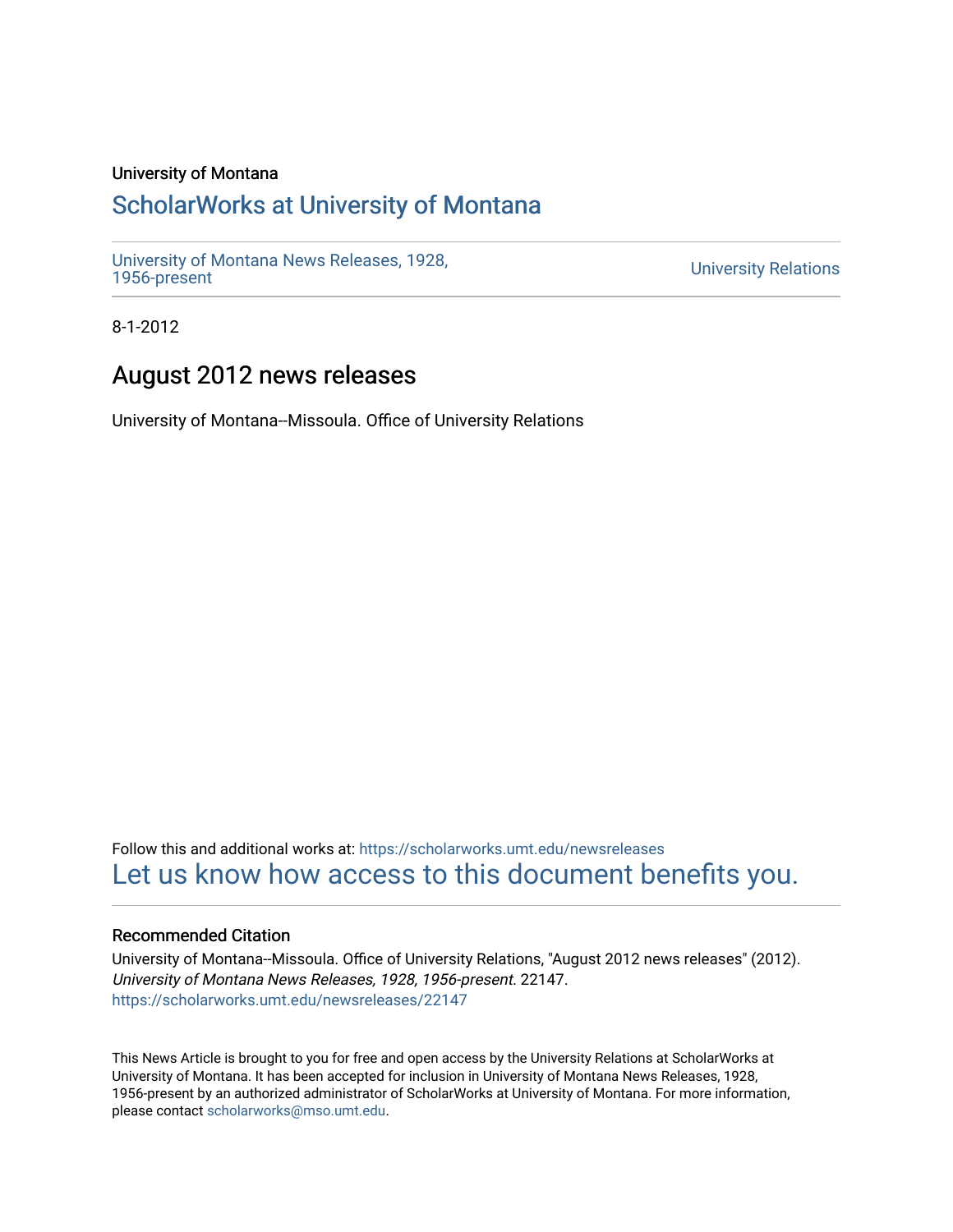University of Montana

# ScholarWorks at University of Montana

University of Montana News Releases, 1928, 1956-present

University Relations

8-1-2012

## August 2012 news releases

University of Montana--Missoula. Office of University Relations

Follow this and additional works at: https://scholarworks.umt.edu/newsreleases

Let us know how access to this document benefits you.

### Recommended Citation

University of Montana--Missoula. Office of University Relations, "August 2012 news releases" (2012). *University of Montana News Releases, 1928, 1956-present*. 22147.
https://scholarworks.umt.edu/newsreleases/22147

This News Article is brought to you for free and open access by the University Relations at ScholarWorks at University of Montana. It has been accepted for inclusion in University of Montana News Releases, 1928, 1956-present by an authorized administrator of ScholarWorks at University of Montana. For more information, please contact scholarworks@mso.umt.edu.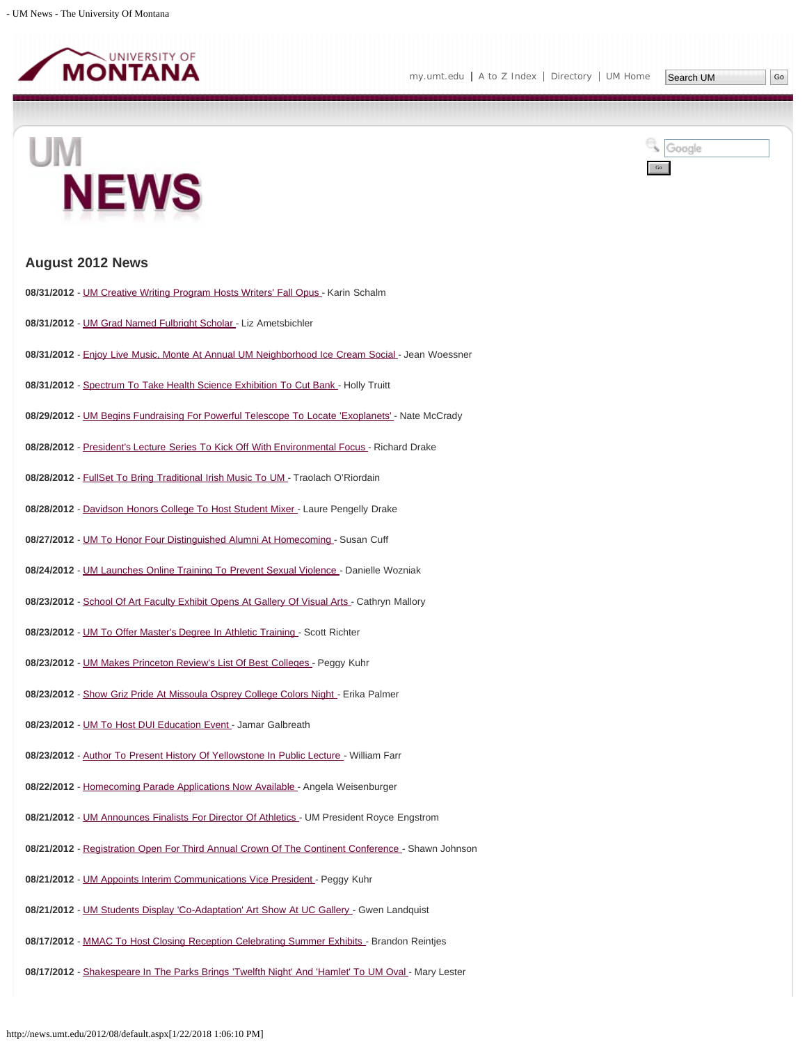# August 2012 News

**08/31/2012** - UM Creative Writing Program Hosts Writers' Fall Opus - Karin Schalm

**08/31/2012** - UM Grad Named Fulbright Scholar - Liz Ametsbichler

**08/31/2012** - Enjoy Live Music, Monte At Annual UM Neighborhood Ice Cream Social - Jean Woessner

**08/31/2012** - Spectrum To Take Health Science Exhibition To Cut Bank - Holly Truitt

**08/29/2012** - UM Begins Fundraising For Powerful Telescope To Locate 'Exoplanets' - Nate McCrady

**08/28/2012** - President's Lecture Series To Kick Off With Environmental Focus - Richard Drake

**08/28/2012** - FullSet To Bring Traditional Irish Music To UM - Traolach O'Riordain

**08/28/2012** - Davidson Honors College To Host Student Mixer - Laure Pengelly Drake

**08/27/2012** - UM To Honor Four Distinguished Alumni At Homecoming - Susan Cuff

**08/24/2012** - UM Launches Online Training To Prevent Sexual Violence - Danielle Wozniak

**08/23/2012** - School Of Art Faculty Exhibit Opens At Gallery Of Visual Arts - Cathryn Mallory

**08/23/2012** - UM To Offer Master's Degree In Athletic Training - Scott Richter

**08/23/2012** - UM Makes Princeton Review's List Of Best Colleges - Peggy Kuhr

**08/23/2012** - Show Griz Pride At Missoula Osprey College Colors Night - Erika Palmer

**08/23/2012** - UM To Host DUI Education Event - Jamar Galbreath

**08/23/2012** - Author To Present History Of Yellowstone In Public Lecture - William Farr

**08/22/2012** - Homecoming Parade Applications Now Available - Angela Weisenburger

**08/21/2012** - UM Announces Finalists For Director Of Athletics - UM President Royce Engstrom

**08/21/2012** - Registration Open For Third Annual Crown Of The Continent Conference - Shawn Johnson

**08/21/2012** - UM Appoints Interim Communications Vice President - Peggy Kuhr

**08/21/2012** - UM Students Display 'Co-Adaptation' Art Show At UC Gallery - Gwen Landquist

**08/17/2012** - MMAC To Host Closing Reception Celebrating Summer Exhibits - Brandon Reintjes

**08/17/2012** - Shakespeare In The Parks Brings 'Twelfth Night' And 'Hamlet' To UM Oval - Mary Lester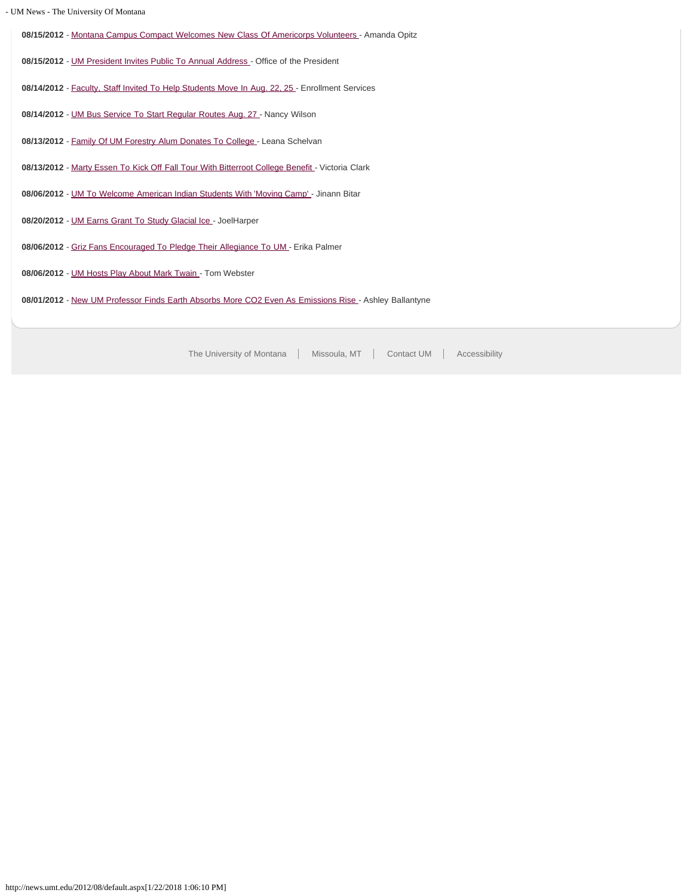**08/15/2012** - Montana Campus Compact Welcomes New Class Of Americorps Volunteers - Amanda Opitz

**08/15/2012** - UM President Invites Public To Annual Address - Office of the President

**08/14/2012** - Faculty, Staff Invited To Help Students Move In Aug. 22, 25 - Enrollment Services

**08/14/2012** - UM Bus Service To Start Regular Routes Aug. 27 - Nancy Wilson

**08/13/2012** - Family Of UM Forestry Alum Donates To College - Leana Schelvan

**08/13/2012** - Marty Essen To Kick Off Fall Tour With Bitterroot College Benefit - Victoria Clark

**08/06/2012** - UM To Welcome American Indian Students With 'Moving Camp' - Jinann Bitar

**08/20/2012** - UM Earns Grant To Study Glacial Ice - JoelHarper

**08/06/2012** - Griz Fans Encouraged To Pledge Their Allegiance To UM - Erika Palmer

**08/06/2012** - UM Hosts Play About Mark Twain - Tom Webster

**08/01/2012** - New UM Professor Finds Earth Absorbs More CO2 Even As Emissions Rise - Ashley Ballantyne

The University of Montana | Missoula, MT | Contact UM | Accessibility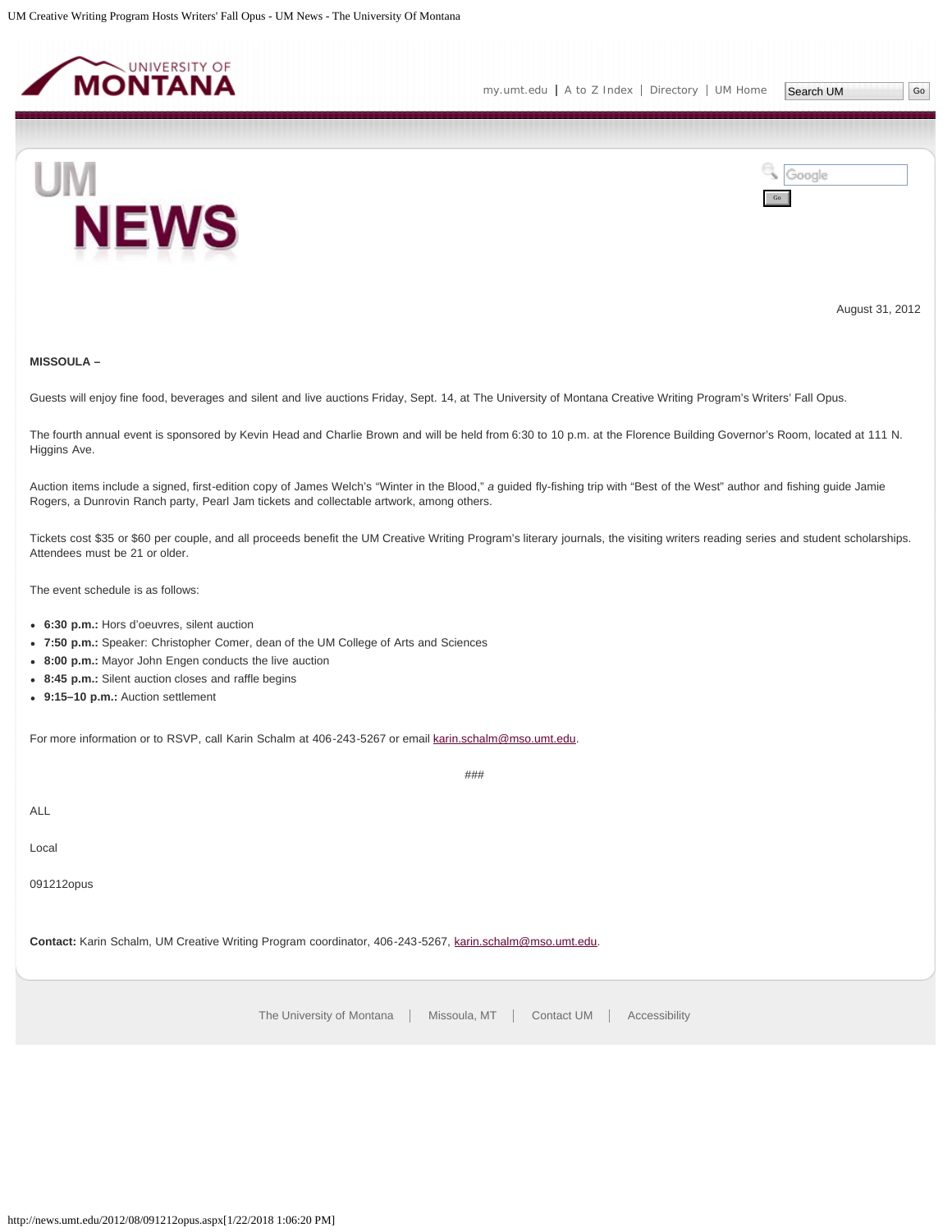August 31, 2012

**MISSOULA –**

Guests will enjoy fine food, beverages and silent and live auctions Friday, Sept. 14, at The University of Montana Creative Writing Program's Writers' Fall Opus.

The fourth annual event is sponsored by Kevin Head and Charlie Brown and will be held from 6:30 to 10 p.m. at the Florence Building Governor's Room, located at 111 N. Higgins Ave.

Auction items include a signed, first-edition copy of James Welch's "Winter in the Blood," *a* guided fly-fishing trip with "Best of the West" author and fishing guide Jamie Rogers, a Dunrovin Ranch party, Pearl Jam tickets and collectable artwork, among others.

Tickets cost $35 or $60 per couple, and all proceeds benefit the UM Creative Writing Program's literary journals, the visiting writers reading series and student scholarships. Attendees must be 21 or older.

The event schedule is as follows:

- **6:30 p.m.:** Hors d'oeuvres, silent auction
- **7:50 p.m.:** Speaker: Christopher Comer, dean of the UM College of Arts and Sciences
- **8:00 p.m.:** Mayor John Engen conducts the live auction
- **8:45 p.m.:** Silent auction closes and raffle begins
- **9:15–10 p.m.:** Auction settlement

For more information or to RSVP, call Karin Schalm at 406-243-5267 or email karin.schalm@mso.umt.edu.

###

ALL

Local

091212opus

**Contact:** Karin Schalm, UM Creative Writing Program coordinator, 406-243-5267, karin.schalm@mso.umt.edu.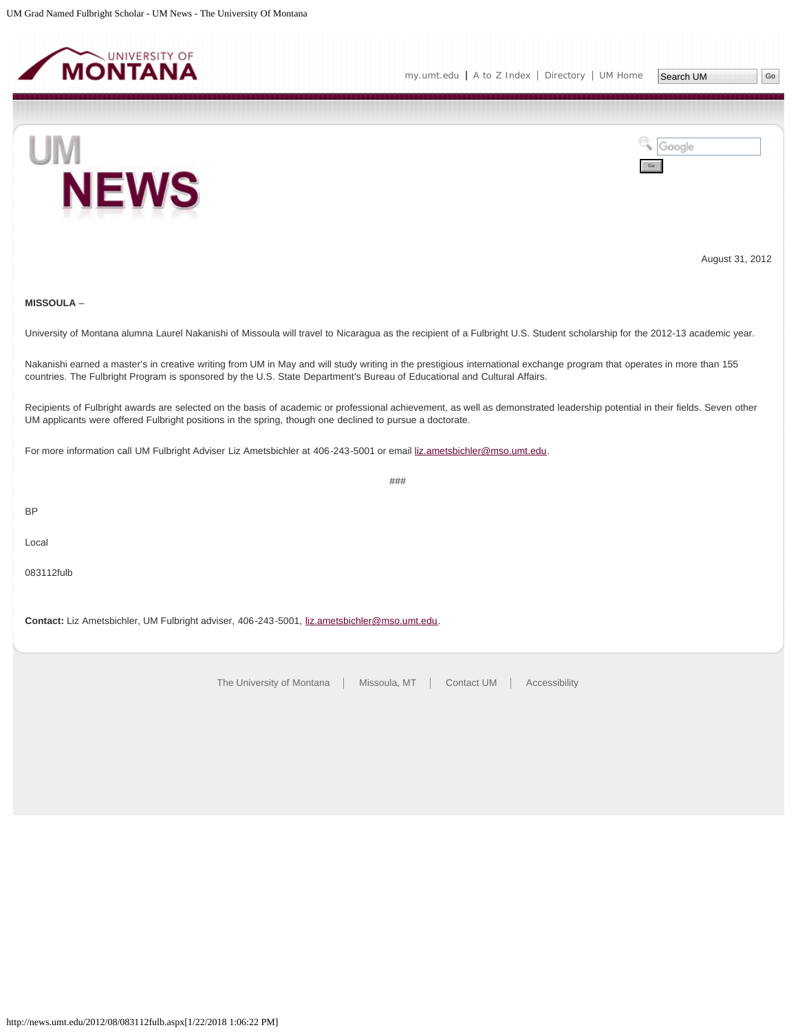August 31, 2012

**MISSOULA** –

University of Montana alumna Laurel Nakanishi of Missoula will travel to Nicaragua as the recipient of a Fulbright U.S. Student scholarship for the 2012-13 academic year.

Nakanishi earned a master's in creative writing from UM in May and will study writing in the prestigious international exchange program that operates in more than 155 countries. The Fulbright Program is sponsored by the U.S. State Department's Bureau of Educational and Cultural Affairs.

Recipients of Fulbright awards are selected on the basis of academic or professional achievement, as well as demonstrated leadership potential in their fields. Seven other UM applicants were offered Fulbright positions in the spring, though one declined to pursue a doctorate.

For more information call UM Fulbright Adviser Liz Ametsbichler at 406-243-5001 or email liz.ametsbichler@mso.umt.edu.

###

BP

Local

083112fulb

**Contact:** Liz Ametsbichler, UM Fulbright adviser, 406-243-5001, liz.ametsbichler@mso.umt.edu.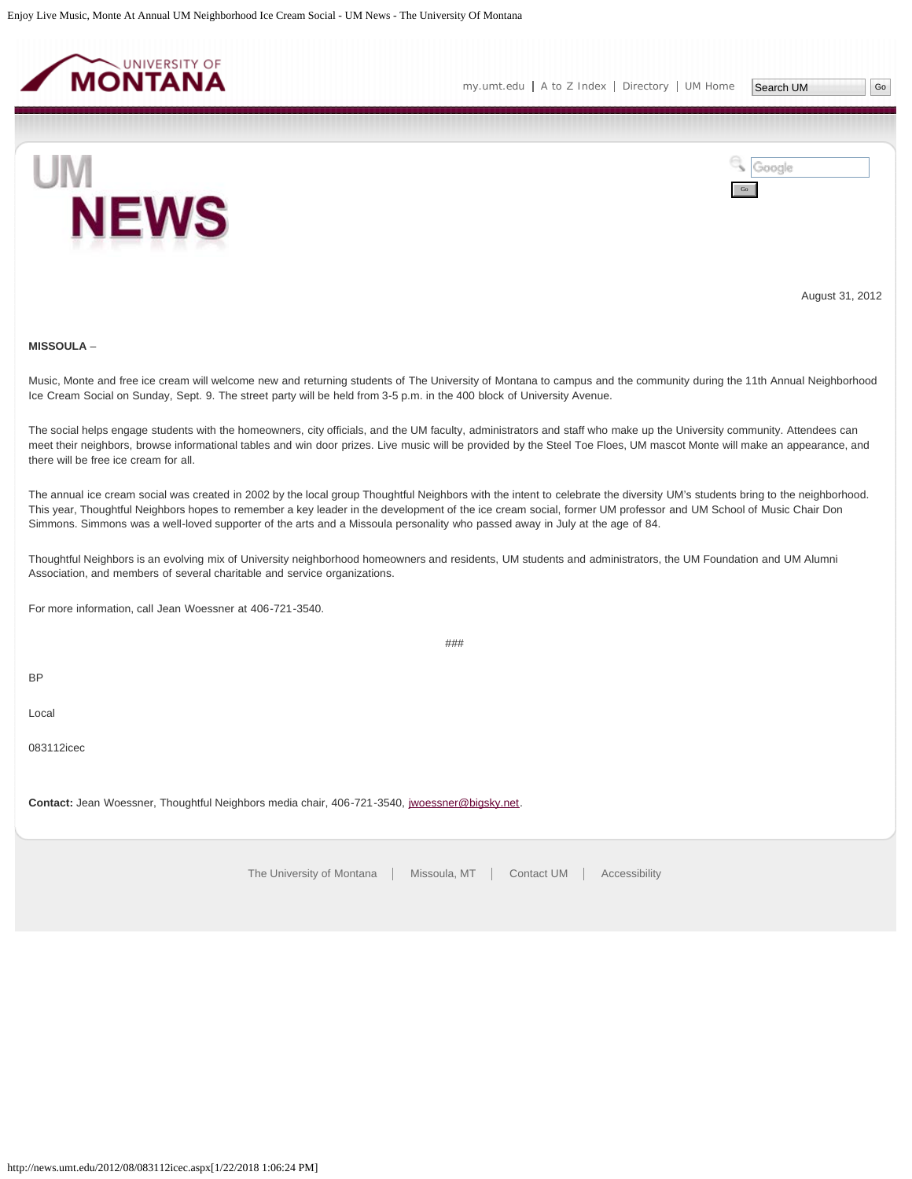August 31, 2012

**MISSOULA** –

Music, Monte and free ice cream will welcome new and returning students of The University of Montana to campus and the community during the 11th Annual Neighborhood Ice Cream Social on Sunday, Sept. 9. The street party will be held from 3-5 p.m. in the 400 block of University Avenue.

The social helps engage students with the homeowners, city officials, and the UM faculty, administrators and staff who make up the University community. Attendees can meet their neighbors, browse informational tables and win door prizes. Live music will be provided by the Steel Toe Floes, UM mascot Monte will make an appearance, and there will be free ice cream for all.

The annual ice cream social was created in 2002 by the local group Thoughtful Neighbors with the intent to celebrate the diversity UM's students bring to the neighborhood. This year, Thoughtful Neighbors hopes to remember a key leader in the development of the ice cream social, former UM professor and UM School of Music Chair Don Simmons. Simmons was a well-loved supporter of the arts and a Missoula personality who passed away in July at the age of 84.

Thoughtful Neighbors is an evolving mix of University neighborhood homeowners and residents, UM students and administrators, the UM Foundation and UM Alumni Association, and members of several charitable and service organizations.

For more information, call Jean Woessner at 406-721-3540.

###

BP

Local

083112icec

**Contact:** Jean Woessner, Thoughtful Neighbors media chair, 406-721-3540, jwoessner@bigsky.net.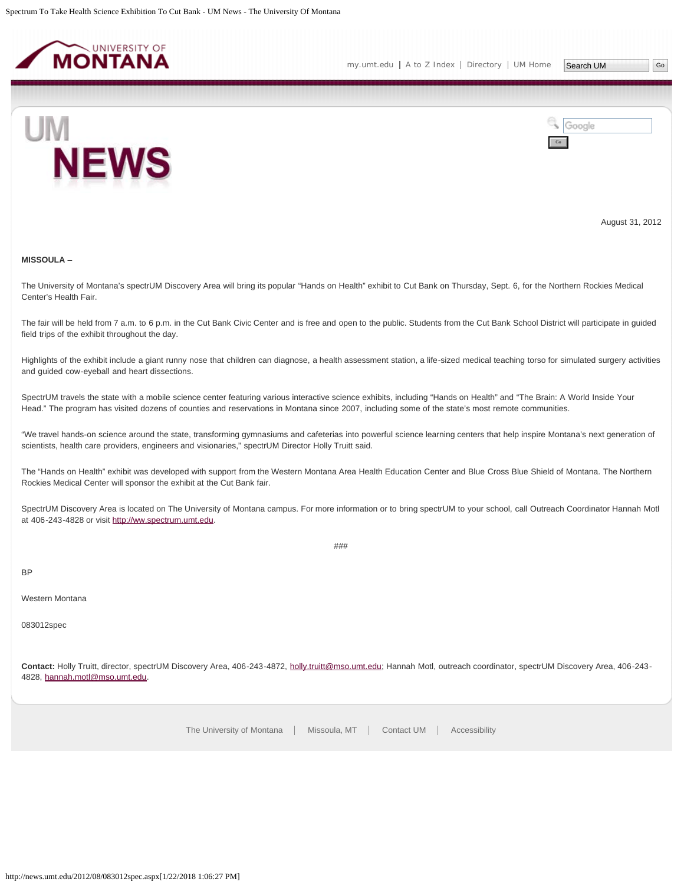August 31, 2012

**MISSOULA** –

The University of Montana's spectrUM Discovery Area will bring its popular "Hands on Health" exhibit to Cut Bank on Thursday, Sept. 6, for the Northern Rockies Medical Center's Health Fair.

The fair will be held from 7 a.m. to 6 p.m. in the Cut Bank Civic Center and is free and open to the public. Students from the Cut Bank School District will participate in guided field trips of the exhibit throughout the day.

Highlights of the exhibit include a giant runny nose that children can diagnose, a health assessment station, a life-sized medical teaching torso for simulated surgery activities and guided cow-eyeball and heart dissections.

SpectrUM travels the state with a mobile science center featuring various interactive science exhibits, including "Hands on Health" and "The Brain: A World Inside Your Head." The program has visited dozens of counties and reservations in Montana since 2007, including some of the state's most remote communities.

"We travel hands-on science around the state, transforming gymnasiums and cafeterias into powerful science learning centers that help inspire Montana's next generation of scientists, health care providers, engineers and visionaries," spectrUM Director Holly Truitt said.

The "Hands on Health" exhibit was developed with support from the Western Montana Area Health Education Center and Blue Cross Blue Shield of Montana. The Northern Rockies Medical Center will sponsor the exhibit at the Cut Bank fair.

SpectrUM Discovery Area is located on The University of Montana campus. For more information or to bring spectrUM to your school, call Outreach Coordinator Hannah Motl at 406-243-4828 or visit http://ww.spectrum.umt.edu.

###

BP

Western Montana

083012spec

**Contact:** Holly Truitt, director, spectrUM Discovery Area, 406-243-4872, holly.truitt@mso.umt.edu; Hannah Motl, outreach coordinator, spectrUM Discovery Area, 406-243-4828, hannah.motl@mso.umt.edu.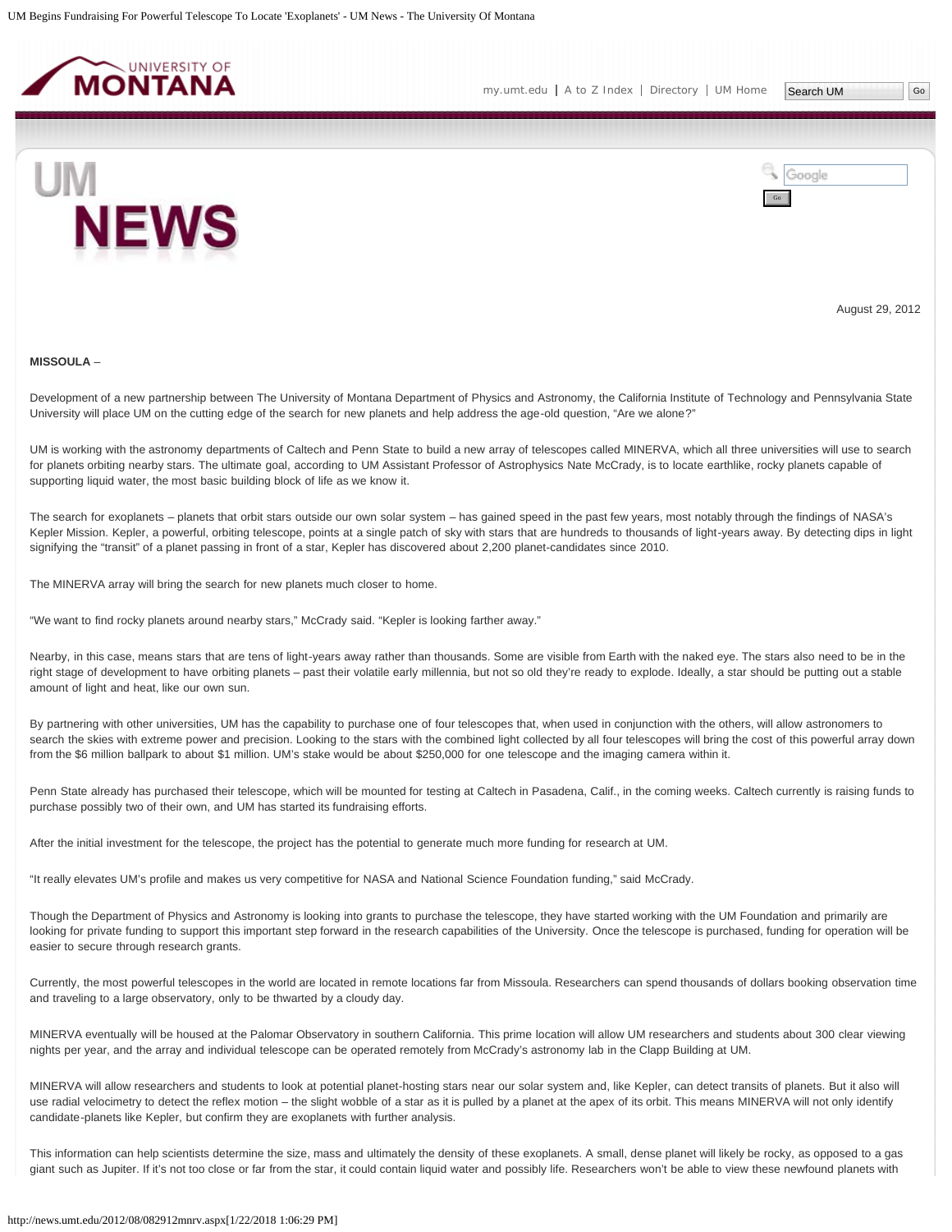August 29, 2012

**MISSOULA** –

Development of a new partnership between The University of Montana Department of Physics and Astronomy, the California Institute of Technology and Pennsylvania State University will place UM on the cutting edge of the search for new planets and help address the age-old question, “Are we alone?”

UM is working with the astronomy departments of Caltech and Penn State to build a new array of telescopes called MINERVA, which all three universities will use to search for planets orbiting nearby stars. The ultimate goal, according to UM Assistant Professor of Astrophysics Nate McCrady, is to locate earthlike, rocky planets capable of supporting liquid water, the most basic building block of life as we know it.

The search for exoplanets – planets that orbit stars outside our own solar system – has gained speed in the past few years, most notably through the findings of NASA’s Kepler Mission. Kepler, a powerful, orbiting telescope, points at a single patch of sky with stars that are hundreds to thousands of light-years away. By detecting dips in light signifying the “transit” of a planet passing in front of a star, Kepler has discovered about 2,200 planet-candidates since 2010.

The MINERVA array will bring the search for new planets much closer to home.

“We want to find rocky planets around nearby stars,” McCrady said. “Kepler is looking farther away.”

Nearby, in this case, means stars that are tens of light-years away rather than thousands. Some are visible from Earth with the naked eye. The stars also need to be in the right stage of development to have orbiting planets – past their volatile early millennia, but not so old they’re ready to explode. Ideally, a star should be putting out a stable amount of light and heat, like our own sun.

By partnering with other universities, UM has the capability to purchase one of four telescopes that, when used in conjunction with the others, will allow astronomers to search the skies with extreme power and precision. Looking to the stars with the combined light collected by all four telescopes will bring the cost of this powerful array down from the $6 million ballpark to about $1 million. UM’s stake would be about $250,000 for one telescope and the imaging camera within it.

Penn State already has purchased their telescope, which will be mounted for testing at Caltech in Pasadena, Calif., in the coming weeks. Caltech currently is raising funds to purchase possibly two of their own, and UM has started its fundraising efforts.

After the initial investment for the telescope, the project has the potential to generate much more funding for research at UM.

“It really elevates UM’s profile and makes us very competitive for NASA and National Science Foundation funding,” said McCrady.

Though the Department of Physics and Astronomy is looking into grants to purchase the telescope, they have started working with the UM Foundation and primarily are looking for private funding to support this important step forward in the research capabilities of the University. Once the telescope is purchased, funding for operation will be easier to secure through research grants.

Currently, the most powerful telescopes in the world are located in remote locations far from Missoula. Researchers can spend thousands of dollars booking observation time and traveling to a large observatory, only to be thwarted by a cloudy day.

MINERVA eventually will be housed at the Palomar Observatory in southern California. This prime location will allow UM researchers and students about 300 clear viewing nights per year, and the array and individual telescope can be operated remotely from McCrady’s astronomy lab in the Clapp Building at UM.

MINERVA will allow researchers and students to look at potential planet-hosting stars near our solar system and, like Kepler, can detect transits of planets. But it also will use radial velocimetry to detect the reflex motion – the slight wobble of a star as it is pulled by a planet at the apex of its orbit. This means MINERVA will not only identify candidate-planets like Kepler, but confirm they are exoplanets with further analysis.

This information can help scientists determine the size, mass and ultimately the density of these exoplanets. A small, dense planet will likely be rocky, as opposed to a gas giant such as Jupiter. If it’s not too close or far from the star, it could contain liquid water and possibly life. Researchers won’t be able to view these newfound planets with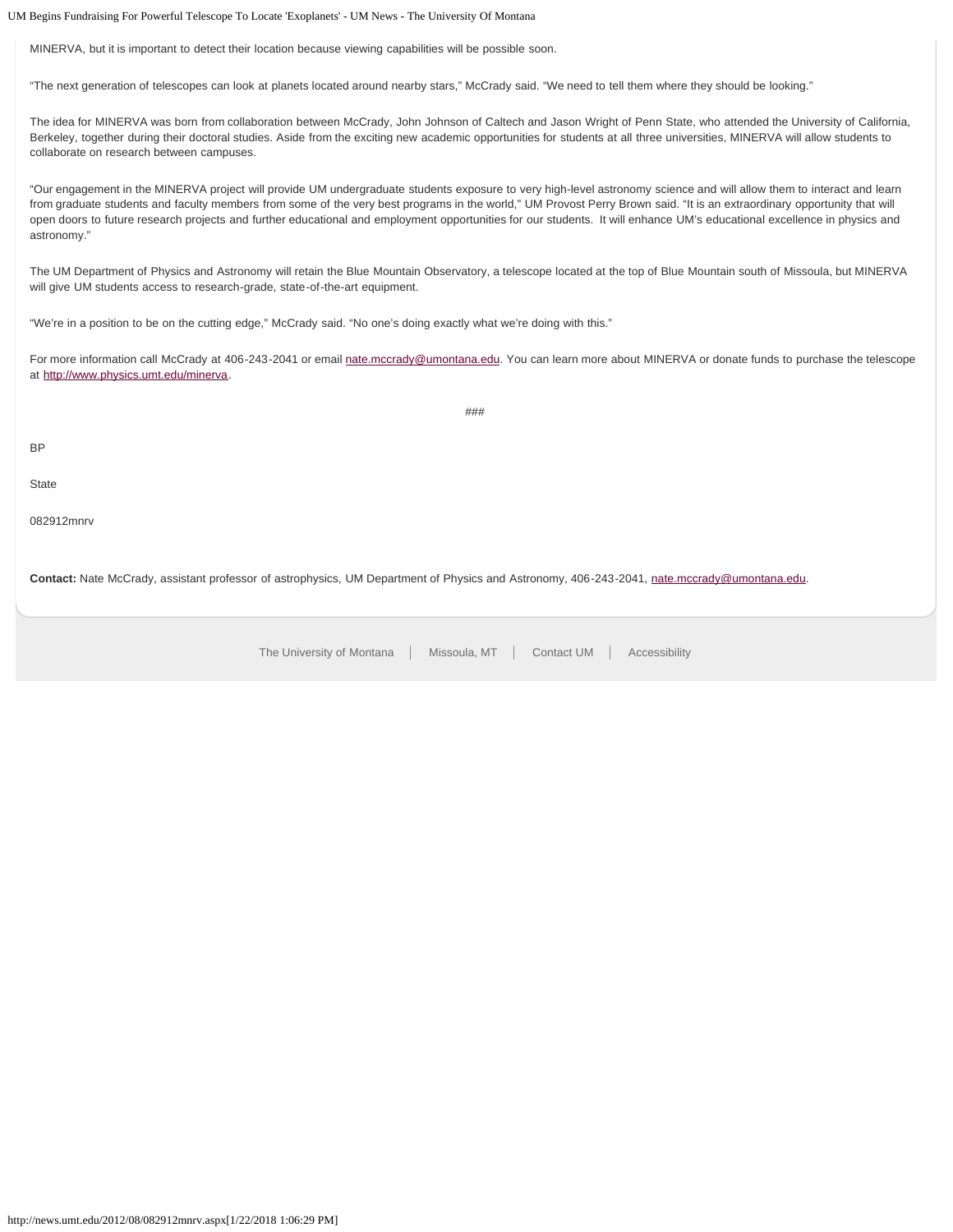MINERVA, but it is important to detect their location because viewing capabilities will be possible soon.

"The next generation of telescopes can look at planets located around nearby stars," McCrady said. "We need to tell them where they should be looking."

The idea for MINERVA was born from collaboration between McCrady, John Johnson of Caltech and Jason Wright of Penn State, who attended the University of California, Berkeley, together during their doctoral studies. Aside from the exciting new academic opportunities for students at all three universities, MINERVA will allow students to collaborate on research between campuses.

"Our engagement in the MINERVA project will provide UM undergraduate students exposure to very high-level astronomy science and will allow them to interact and learn from graduate students and faculty members from some of the very best programs in the world," UM Provost Perry Brown said. "It is an extraordinary opportunity that will open doors to future research projects and further educational and employment opportunities for our students. It will enhance UM's educational excellence in physics and astronomy."

The UM Department of Physics and Astronomy will retain the Blue Mountain Observatory, a telescope located at the top of Blue Mountain south of Missoula, but MINERVA will give UM students access to research-grade, state-of-the-art equipment.

"We're in a position to be on the cutting edge," McCrady said. "No one's doing exactly what we're doing with this."

For more information call McCrady at 406-243-2041 or email nate.mccrady@umontana.edu. You can learn more about MINERVA or donate funds to purchase the telescope at http://www.physics.umt.edu/minerva.

###

BP

State

082912mnrv

**Contact:** Nate McCrady, assistant professor of astrophysics, UM Department of Physics and Astronomy, 406-243-2041, nate.mccrady@umontana.edu.

The University of Montana | Missoula, MT | Contact UM | Accessibility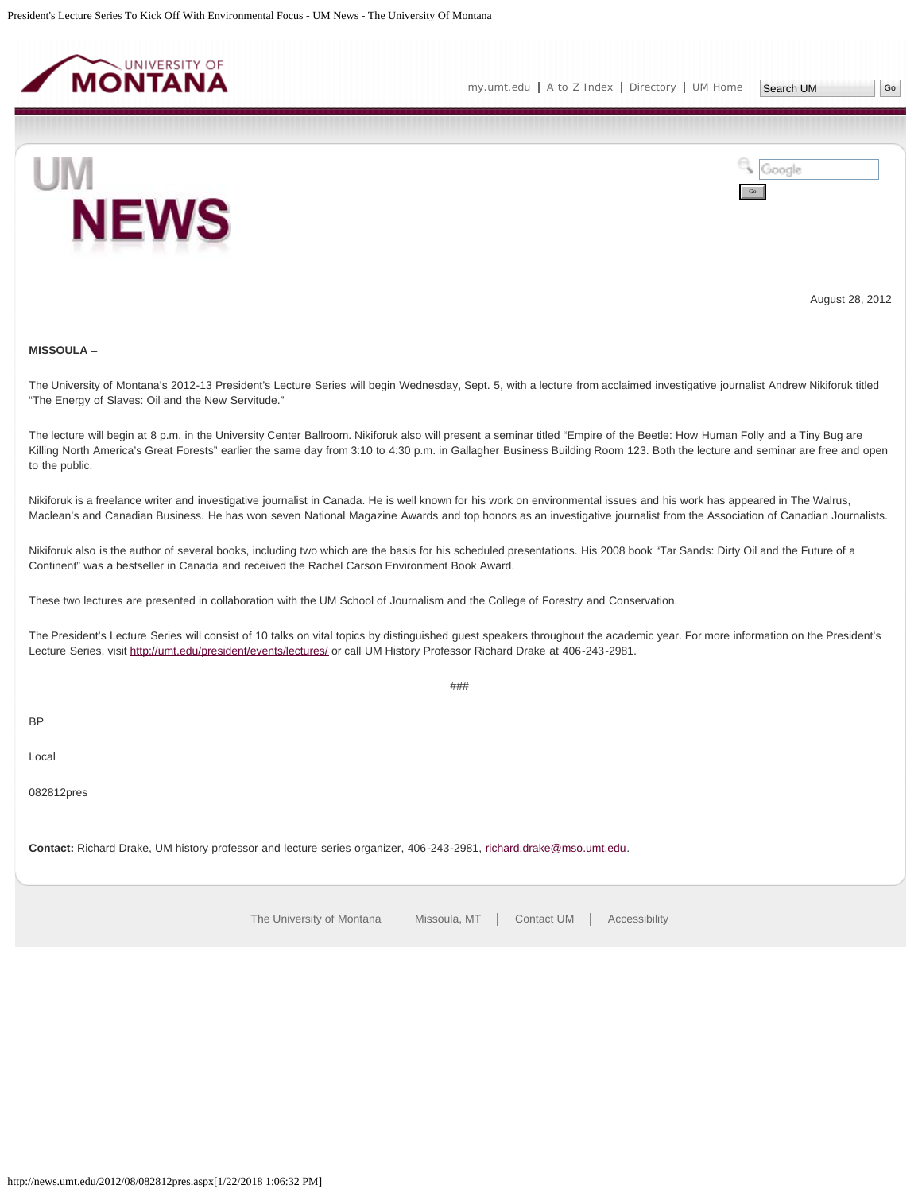August 28, 2012

**MISSOULA** –

The University of Montana's 2012-13 President's Lecture Series will begin Wednesday, Sept. 5, with a lecture from acclaimed investigative journalist Andrew Nikiforuk titled "The Energy of Slaves: Oil and the New Servitude."

The lecture will begin at 8 p.m. in the University Center Ballroom. Nikiforuk also will present a seminar titled "Empire of the Beetle: How Human Folly and a Tiny Bug are Killing North America's Great Forests" earlier the same day from 3:10 to 4:30 p.m. in Gallagher Business Building Room 123. Both the lecture and seminar are free and open to the public.

Nikiforuk is a freelance writer and investigative journalist in Canada. He is well known for his work on environmental issues and his work has appeared in The Walrus, Maclean's and Canadian Business. He has won seven National Magazine Awards and top honors as an investigative journalist from the Association of Canadian Journalists.

Nikiforuk also is the author of several books, including two which are the basis for his scheduled presentations. His 2008 book "Tar Sands: Dirty Oil and the Future of a Continent" was a bestseller in Canada and received the Rachel Carson Environment Book Award.

These two lectures are presented in collaboration with the UM School of Journalism and the College of Forestry and Conservation.

The President's Lecture Series will consist of 10 talks on vital topics by distinguished guest speakers throughout the academic year. For more information on the President's Lecture Series, visit http://umt.edu/president/events/lectures/ or call UM History Professor Richard Drake at 406-243-2981.

###

BP

Local

082812pres

**Contact:** Richard Drake, UM history professor and lecture series organizer, 406-243-2981, richard.drake@mso.umt.edu.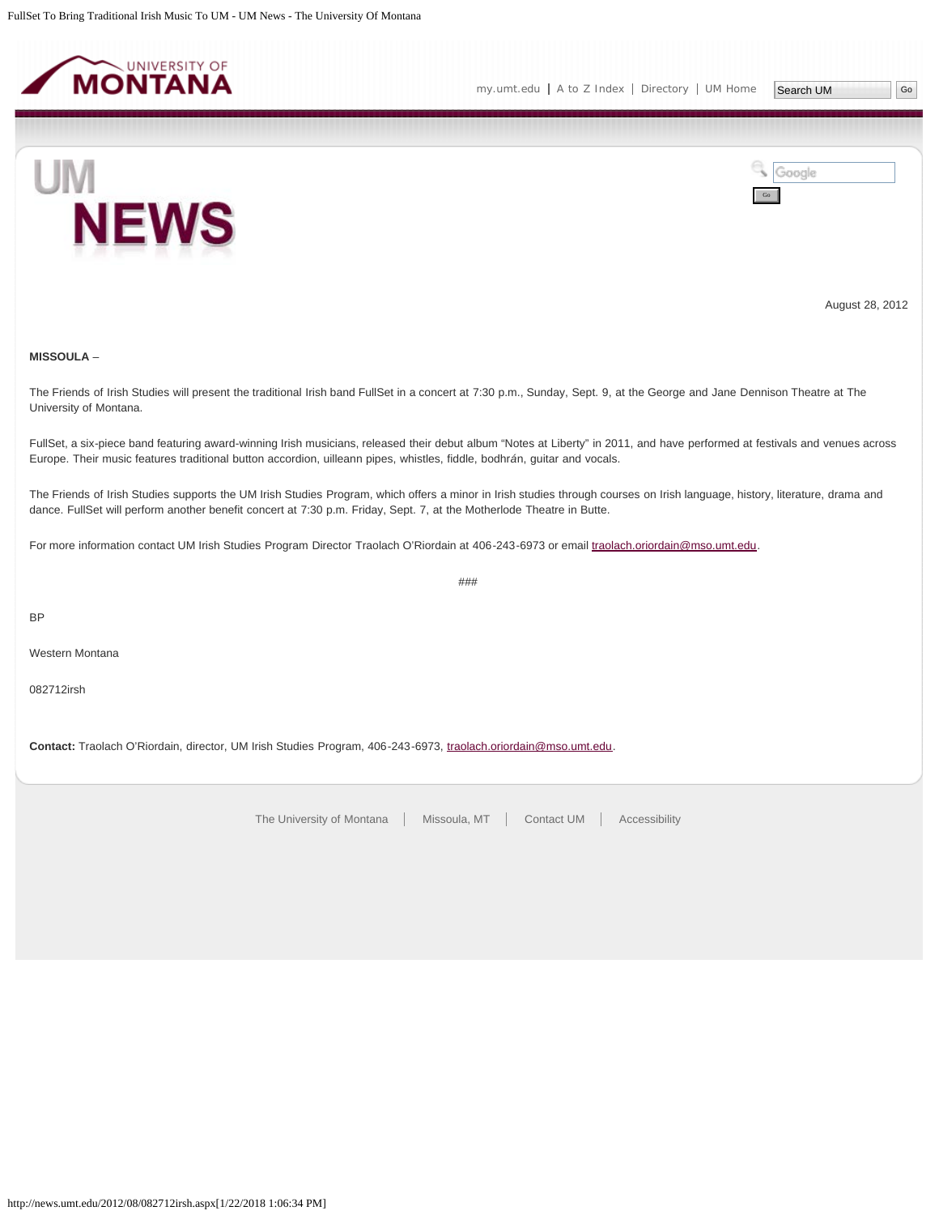August 28, 2012

**MISSOULA** –

The Friends of Irish Studies will present the traditional Irish band FullSet in a concert at 7:30 p.m., Sunday, Sept. 9, at the George and Jane Dennison Theatre at The University of Montana.

FullSet, a six-piece band featuring award-winning Irish musicians, released their debut album “Notes at Liberty” in 2011, and have performed at festivals and venues across Europe. Their music features traditional button accordion, uilleann pipes, whistles, fiddle, bodhrán, guitar and vocals.

The Friends of Irish Studies supports the UM Irish Studies Program, which offers a minor in Irish studies through courses on Irish language, history, literature, drama and dance. FullSet will perform another benefit concert at 7:30 p.m. Friday, Sept. 7, at the Motherlode Theatre in Butte.

For more information contact UM Irish Studies Program Director Traolach O'Riordain at 406-243-6973 or email traolach.oriordain@mso.umt.edu.

###

BP

Western Montana

082712irsh

**Contact:** Traolach O'Riordain, director, UM Irish Studies Program, 406-243-6973, traolach.oriordain@mso.umt.edu.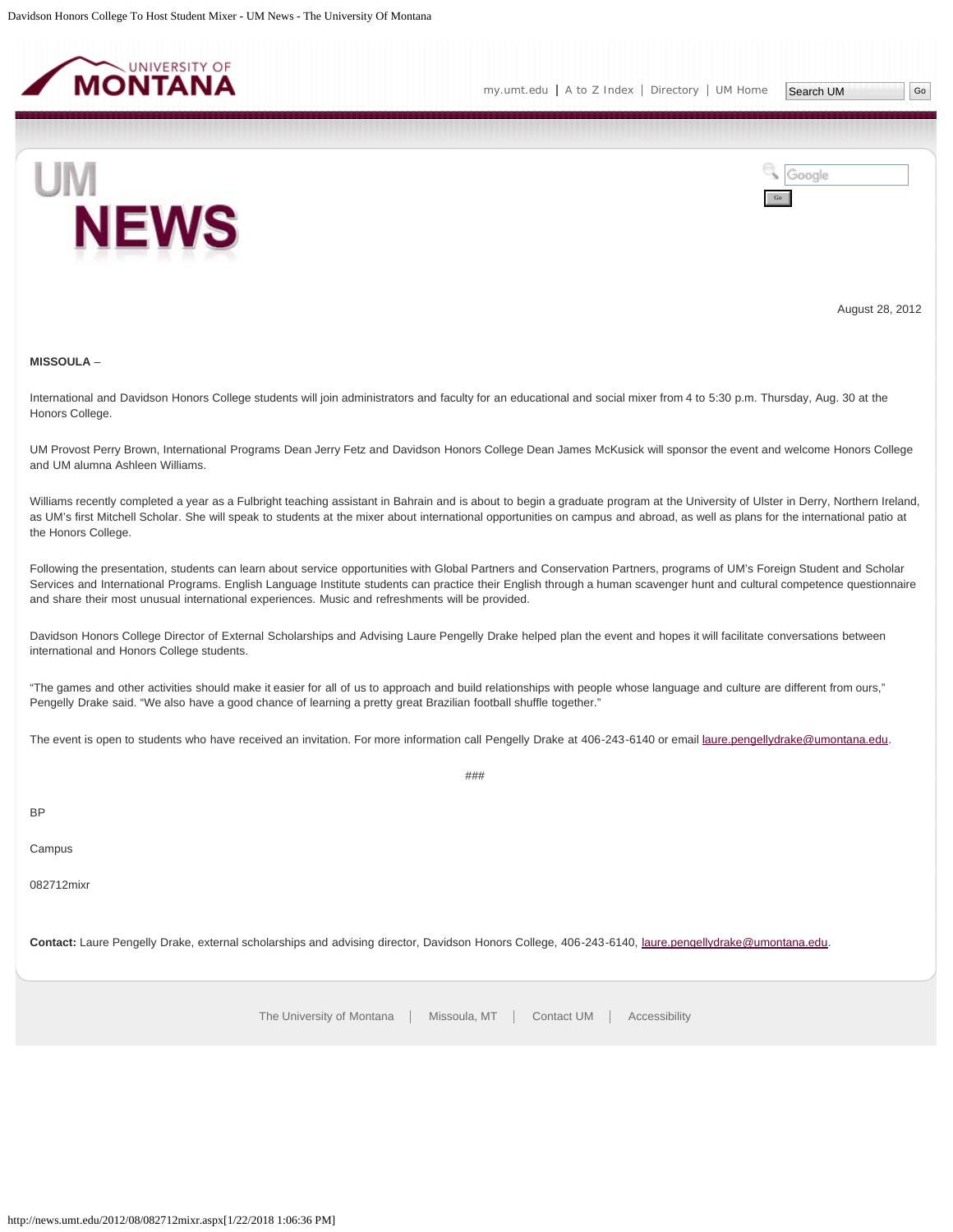August 28, 2012

**MISSOULA** –

International and Davidson Honors College students will join administrators and faculty for an educational and social mixer from 4 to 5:30 p.m. Thursday, Aug. 30 at the Honors College.

UM Provost Perry Brown, International Programs Dean Jerry Fetz and Davidson Honors College Dean James McKusick will sponsor the event and welcome Honors College and UM alumna Ashleen Williams.

Williams recently completed a year as a Fulbright teaching assistant in Bahrain and is about to begin a graduate program at the University of Ulster in Derry, Northern Ireland, as UM's first Mitchell Scholar. She will speak to students at the mixer about international opportunities on campus and abroad, as well as plans for the international patio at the Honors College.

Following the presentation, students can learn about service opportunities with Global Partners and Conservation Partners, programs of UM's Foreign Student and Scholar Services and International Programs. English Language Institute students can practice their English through a human scavenger hunt and cultural competence questionnaire and share their most unusual international experiences. Music and refreshments will be provided.

Davidson Honors College Director of External Scholarships and Advising Laure Pengelly Drake helped plan the event and hopes it will facilitate conversations between international and Honors College students.

"The games and other activities should make it easier for all of us to approach and build relationships with people whose language and culture are different from ours," Pengelly Drake said. "We also have a good chance of learning a pretty great Brazilian football shuffle together."

The event is open to students who have received an invitation. For more information call Pengelly Drake at 406-243-6140 or email laure.pengellydrake@umontana.edu.

###

BP

Campus

082712mixr

**Contact:** Laure Pengelly Drake, external scholarships and advising director, Davidson Honors College, 406-243-6140, laure.pengellydrake@umontana.edu.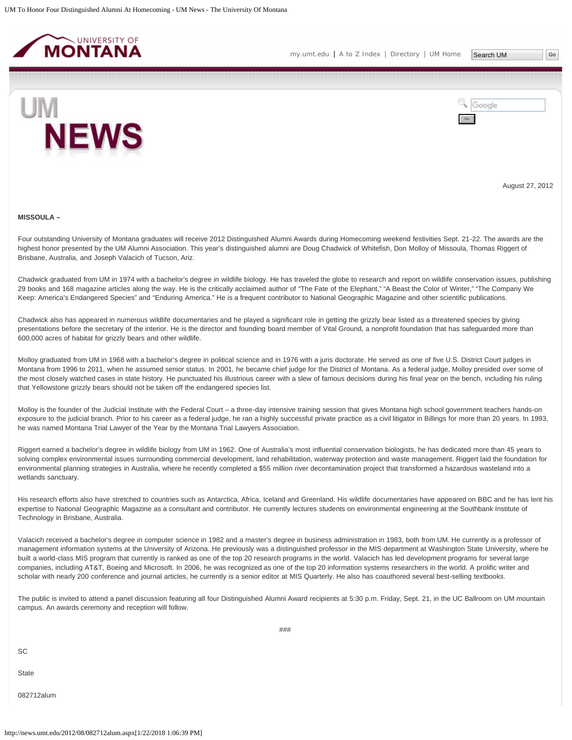August 27, 2012

**MISSOULA –**

Four outstanding University of Montana graduates will receive 2012 Distinguished Alumni Awards during Homecoming weekend festivities Sept. 21-22. The awards are the highest honor presented by the UM Alumni Association. This year's distinguished alumni are Doug Chadwick of Whitefish, Don Molloy of Missoula, Thomas Riggert of Brisbane, Australia, and Joseph Valacich of Tucson, Ariz.

Chadwick graduated from UM in 1974 with a bachelor's degree in wildlife biology. He has traveled the globe to research and report on wildlife conservation issues, publishing 29 books and 168 magazine articles along the way. He is the critically acclaimed author of "The Fate of the Elephant," "A Beast the Color of Winter," "The Company We Keep: America's Endangered Species" and "Enduring America." He is a frequent contributor to National Geographic Magazine and other scientific publications.

Chadwick also has appeared in numerous wildlife documentaries and he played a significant role in getting the grizzly bear listed as a threatened species by giving presentations before the secretary of the interior. He is the director and founding board member of Vital Ground, a nonprofit foundation that has safeguarded more than 600,000 acres of habitat for grizzly bears and other wildlife.

Molloy graduated from UM in 1968 with a bachelor's degree in political science and in 1976 with a juris doctorate. He served as one of five U.S. District Court judges in Montana from 1996 to 2011, when he assumed senior status. In 2001, he became chief judge for the District of Montana. As a federal judge, Molloy presided over some of the most closely watched cases in state history. He punctuated his illustrious career with a slew of famous decisions during his final year on the bench, including his ruling that Yellowstone grizzly bears should not be taken off the endangered species list.

Molloy is the founder of the Judicial Institute with the Federal Court – a three-day intensive training session that gives Montana high school government teachers hands-on exposure to the judicial branch. Prior to his career as a federal judge, he ran a highly successful private practice as a civil litigator in Billings for more than 20 years. In 1993, he was named Montana Trial Lawyer of the Year by the Montana Trial Lawyers Association.

Riggert earned a bachelor's degree in wildlife biology from UM in 1962. One of Australia's most influential conservation biologists, he has dedicated more than 45 years to solving complex environmental issues surrounding commercial development, land rehabilitation, waterway protection and waste management. Riggert laid the foundation for environmental planning strategies in Australia, where he recently completed a $55 million river decontamination project that transformed a hazardous wasteland into a wetlands sanctuary.

His research efforts also have stretched to countries such as Antarctica, Africa, Iceland and Greenland. His wildlife documentaries have appeared on BBC and he has lent his expertise to National Geographic Magazine as a consultant and contributor. He currently lectures students on environmental engineering at the Southbank Institute of Technology in Brisbane, Australia.

Valacich received a bachelor's degree in computer science in 1982 and a master's degree in business administration in 1983, both from UM. He currently is a professor of management information systems at the University of Arizona. He previously was a distinguished professor in the MIS department at Washington State University, where he built a world-class MIS program that currently is ranked as one of the top 20 research programs in the world. Valacich has led development programs for several large companies, including AT&T, Boeing and Microsoft. In 2006, he was recognized as one of the top 20 information systems researchers in the world. A prolific writer and scholar with nearly 200 conference and journal articles, he currently is a senior editor at MIS Quarterly. He also has coauthored several best-selling textbooks.

The public is invited to attend a panel discussion featuring all four Distinguished Alumni Award recipients at 5:30 p.m. Friday, Sept. 21, in the UC Ballroom on UM mountain campus. An awards ceremony and reception will follow.

###

SC

State

082712alum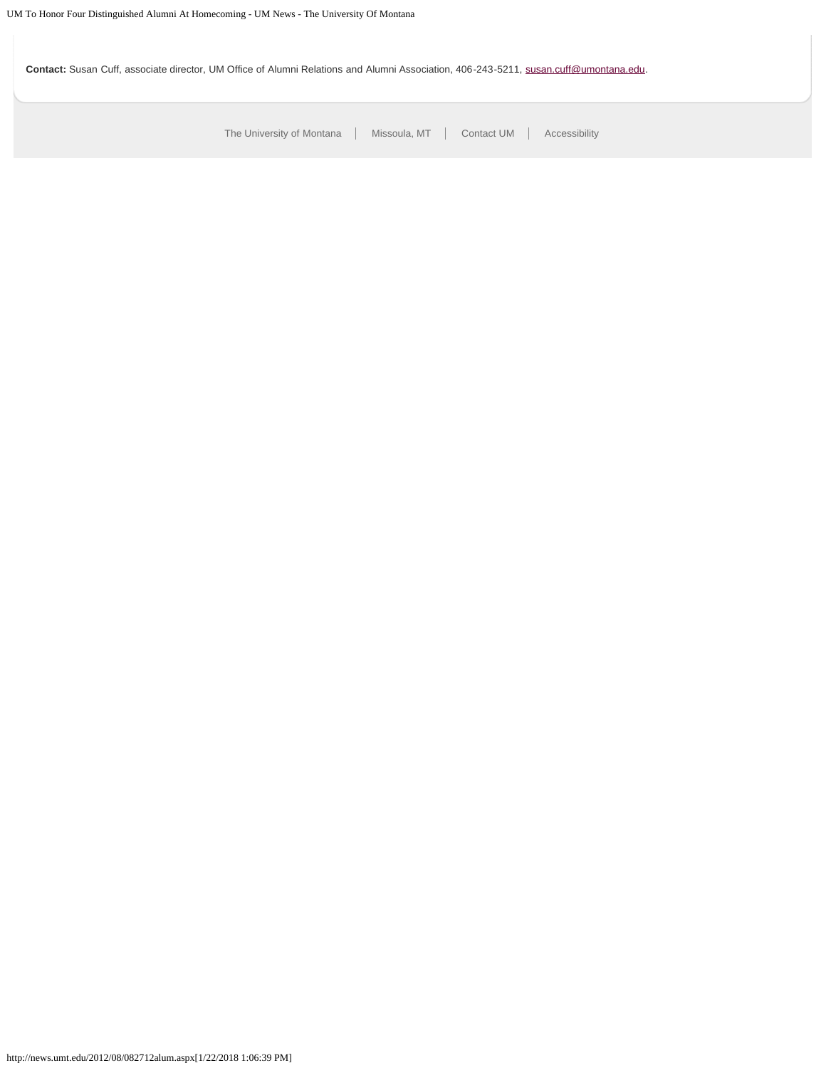**Contact:** Susan Cuff, associate director, UM Office of Alumni Relations and Alumni Association, 406-243-5211, susan.cuff@umontana.edu.

The University of Montana | Missoula, MT | Contact UM | Accessibility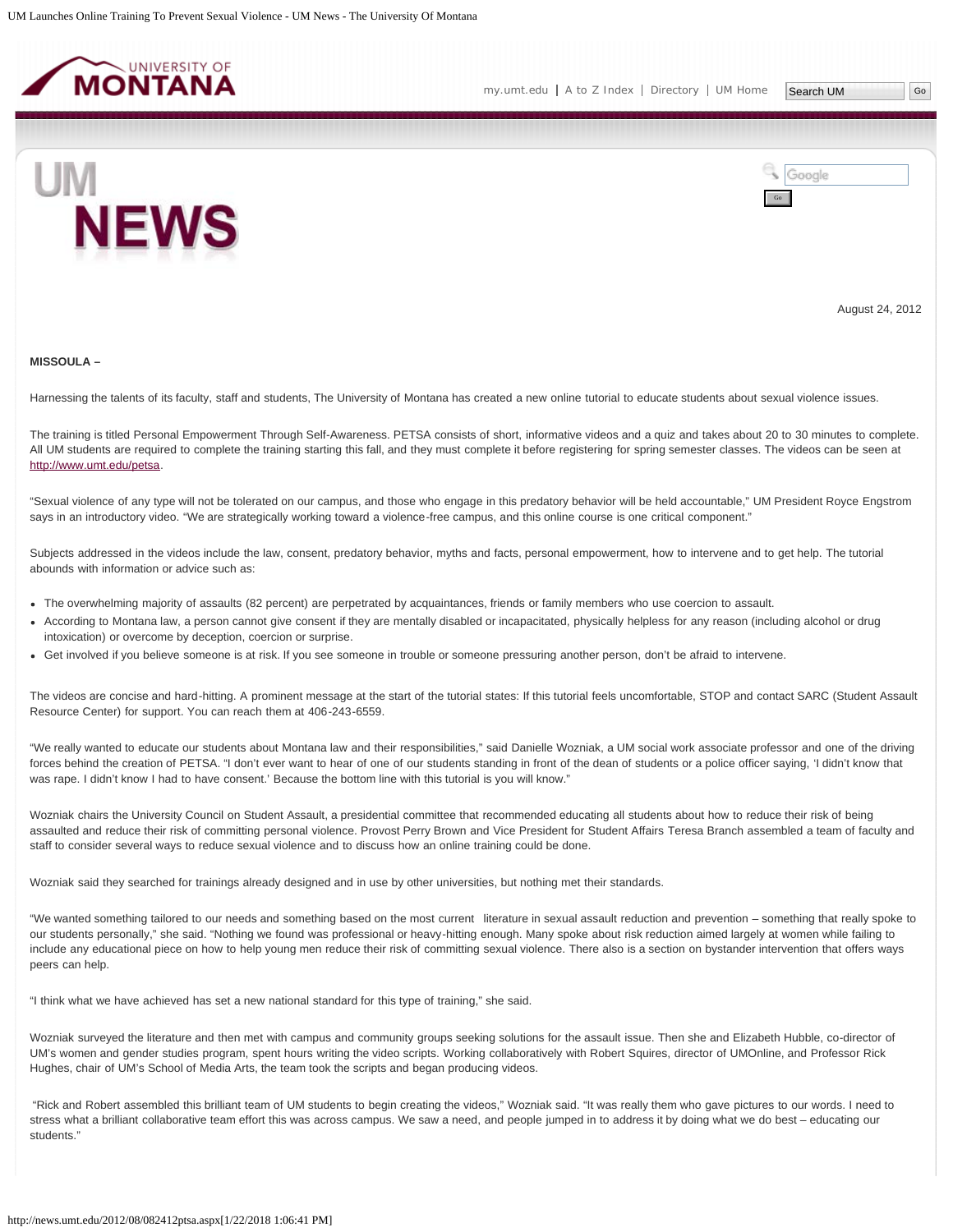August 24, 2012

**MISSOULA –**

Harnessing the talents of its faculty, staff and students, The University of Montana has created a new online tutorial to educate students about sexual violence issues.

The training is titled Personal Empowerment Through Self-Awareness. PETSA consists of short, informative videos and a quiz and takes about 20 to 30 minutes to complete. All UM students are required to complete the training starting this fall, and they must complete it before registering for spring semester classes. The videos can be seen at http://www.umt.edu/petsa.

"Sexual violence of any type will not be tolerated on our campus, and those who engage in this predatory behavior will be held accountable," UM President Royce Engstrom says in an introductory video. "We are strategically working toward a violence-free campus, and this online course is one critical component."

Subjects addressed in the videos include the law, consent, predatory behavior, myths and facts, personal empowerment, how to intervene and to get help. The tutorial abounds with information or advice such as:

- The overwhelming majority of assaults (82 percent) are perpetrated by acquaintances, friends or family members who use coercion to assault.
- According to Montana law, a person cannot give consent if they are mentally disabled or incapacitated, physically helpless for any reason (including alcohol or drug intoxication) or overcome by deception, coercion or surprise.
- Get involved if you believe someone is at risk. If you see someone in trouble or someone pressuring another person, don't be afraid to intervene.

The videos are concise and hard-hitting. A prominent message at the start of the tutorial states: If this tutorial feels uncomfortable, STOP and contact SARC (Student Assault Resource Center) for support. You can reach them at 406-243-6559.

"We really wanted to educate our students about Montana law and their responsibilities," said Danielle Wozniak, a UM social work associate professor and one of the driving forces behind the creation of PETSA. "I don't ever want to hear of one of our students standing in front of the dean of students or a police officer saying, 'I didn't know that was rape. I didn't know I had to have consent.' Because the bottom line with this tutorial is you will know."

Wozniak chairs the University Council on Student Assault, a presidential committee that recommended educating all students about how to reduce their risk of being assaulted and reduce their risk of committing personal violence. Provost Perry Brown and Vice President for Student Affairs Teresa Branch assembled a team of faculty and staff to consider several ways to reduce sexual violence and to discuss how an online training could be done.

Wozniak said they searched for trainings already designed and in use by other universities, but nothing met their standards.

"We wanted something tailored to our needs and something based on the most current literature in sexual assault reduction and prevention – something that really spoke to our students personally," she said. "Nothing we found was professional or heavy-hitting enough. Many spoke about risk reduction aimed largely at women while failing to include any educational piece on how to help young men reduce their risk of committing sexual violence. There also is a section on bystander intervention that offers ways peers can help.

"I think what we have achieved has set a new national standard for this type of training," she said.

Wozniak surveyed the literature and then met with campus and community groups seeking solutions for the assault issue. Then she and Elizabeth Hubble, co-director of UM's women and gender studies program, spent hours writing the video scripts. Working collaboratively with Robert Squires, director of UMOnline, and Professor Rick Hughes, chair of UM's School of Media Arts, the team took the scripts and began producing videos.

"Rick and Robert assembled this brilliant team of UM students to begin creating the videos," Wozniak said. "It was really them who gave pictures to our words. I need to stress what a brilliant collaborative team effort this was across campus. We saw a need, and people jumped in to address it by doing what we do best – educating our students."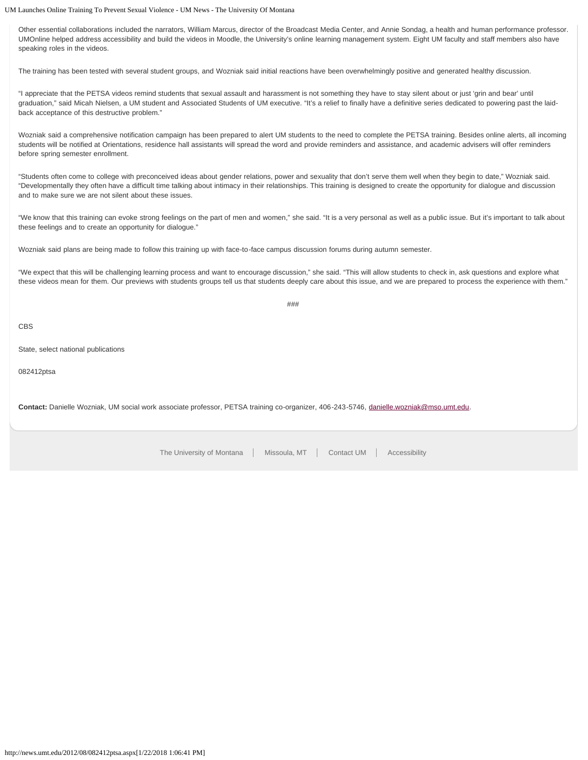Other essential collaborations included the narrators, William Marcus, director of the Broadcast Media Center, and Annie Sondag, a health and human performance professor. UMOnline helped address accessibility and build the videos in Moodle, the University's online learning management system. Eight UM faculty and staff members also have speaking roles in the videos.

The training has been tested with several student groups, and Wozniak said initial reactions have been overwhelmingly positive and generated healthy discussion.

"I appreciate that the PETSA videos remind students that sexual assault and harassment is not something they have to stay silent about or just 'grin and bear' until graduation," said Micah Nielsen, a UM student and Associated Students of UM executive. "It's a relief to finally have a definitive series dedicated to powering past the laid-back acceptance of this destructive problem."

Wozniak said a comprehensive notification campaign has been prepared to alert UM students to the need to complete the PETSA training. Besides online alerts, all incoming students will be notified at Orientations, residence hall assistants will spread the word and provide reminders and assistance, and academic advisers will offer reminders before spring semester enrollment.

"Students often come to college with preconceived ideas about gender relations, power and sexuality that don't serve them well when they begin to date," Wozniak said. "Developmentally they often have a difficult time talking about intimacy in their relationships. This training is designed to create the opportunity for dialogue and discussion and to make sure we are not silent about these issues.

"We know that this training can evoke strong feelings on the part of men and women," she said. "It is a very personal as well as a public issue. But it's important to talk about these feelings and to create an opportunity for dialogue."

Wozniak said plans are being made to follow this training up with face-to-face campus discussion forums during autumn semester.

"We expect that this will be challenging learning process and want to encourage discussion," she said. "This will allow students to check in, ask questions and explore what these videos mean for them. Our previews with students groups tell us that students deeply care about this issue, and we are prepared to process the experience with them."

###

CBS

State, select national publications

082412ptsa

**Contact:** Danielle Wozniak, UM social work associate professor, PETSA training co-organizer, 406-243-5746, danielle.wozniak@mso.umt.edu.

The University of Montana | Missoula, MT | Contact UM | Accessibility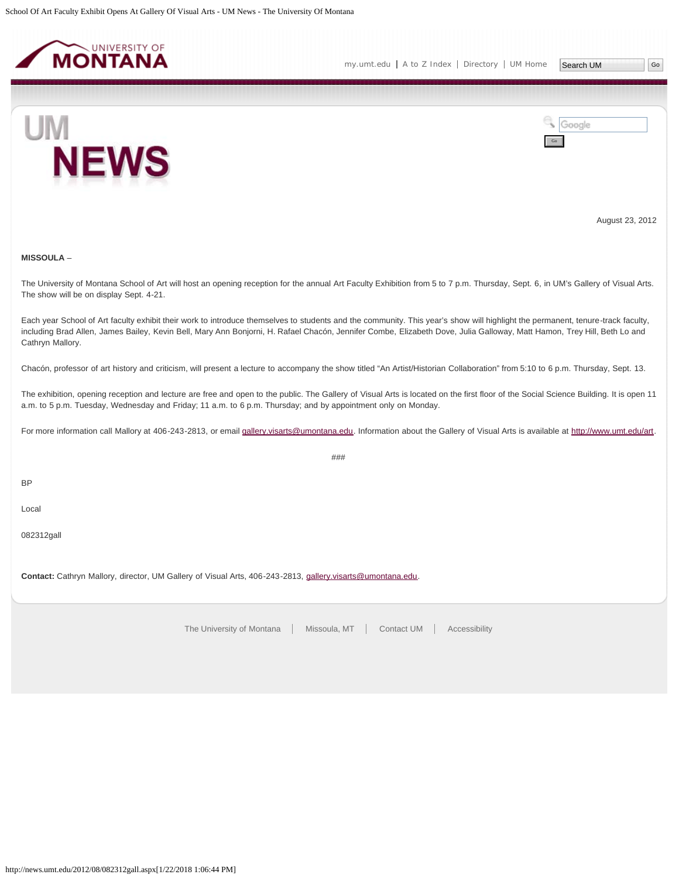August 23, 2012

**MISSOULA** –

The University of Montana School of Art will host an opening reception for the annual Art Faculty Exhibition from 5 to 7 p.m. Thursday, Sept. 6, in UM's Gallery of Visual Arts. The show will be on display Sept. 4-21.

Each year School of Art faculty exhibit their work to introduce themselves to students and the community. This year's show will highlight the permanent, tenure-track faculty, including Brad Allen, James Bailey, Kevin Bell, Mary Ann Bonjorni, H. Rafael Chacón, Jennifer Combe, Elizabeth Dove, Julia Galloway, Matt Hamon, Trey Hill, Beth Lo and Cathryn Mallory.

Chacón, professor of art history and criticism, will present a lecture to accompany the show titled "An Artist/Historian Collaboration" from 5:10 to 6 p.m. Thursday, Sept. 13.

The exhibition, opening reception and lecture are free and open to the public. The Gallery of Visual Arts is located on the first floor of the Social Science Building. It is open 11 a.m. to 5 p.m. Tuesday, Wednesday and Friday; 11 a.m. to 6 p.m. Thursday; and by appointment only on Monday.

For more information call Mallory at 406-243-2813, or email gallery.visarts@umontana.edu. Information about the Gallery of Visual Arts is available at http://www.umt.edu/art.

###

BP

Local

082312gall

**Contact:** Cathryn Mallory, director, UM Gallery of Visual Arts, 406-243-2813, gallery.visarts@umontana.edu.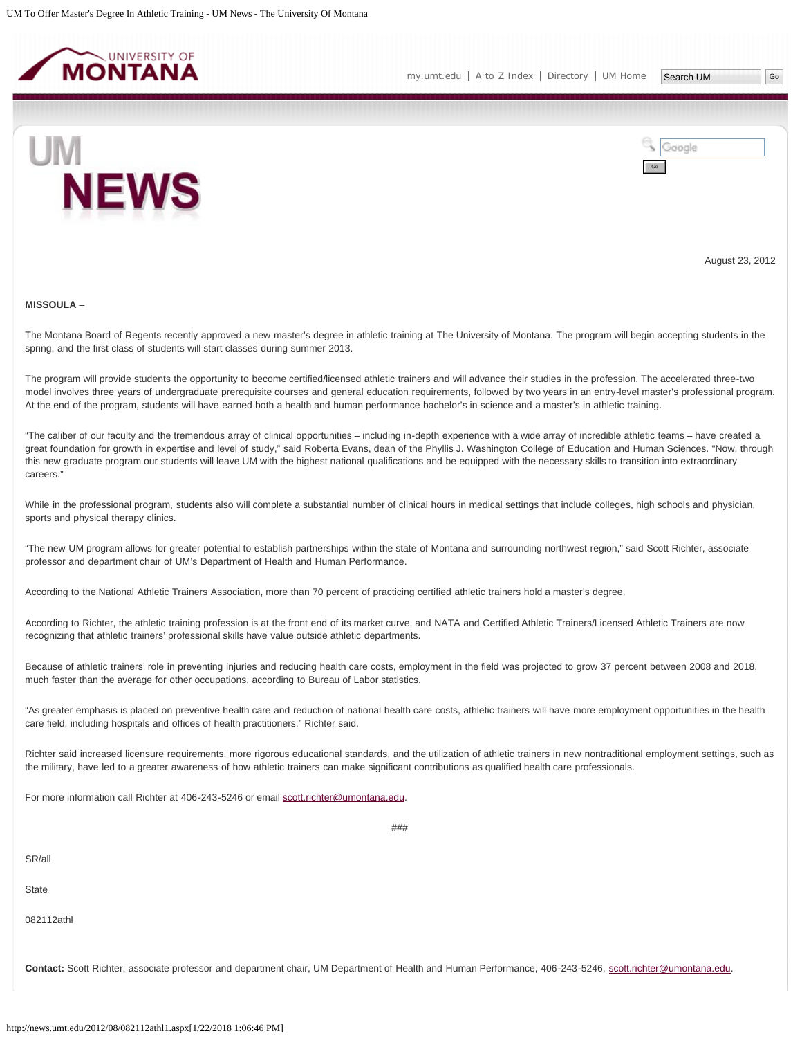August 23, 2012

**MISSOULA** –

The Montana Board of Regents recently approved a new master's degree in athletic training at The University of Montana. The program will begin accepting students in the spring, and the first class of students will start classes during summer 2013.

The program will provide students the opportunity to become certified/licensed athletic trainers and will advance their studies in the profession. The accelerated three-two model involves three years of undergraduate prerequisite courses and general education requirements, followed by two years in an entry-level master's professional program. At the end of the program, students will have earned both a health and human performance bachelor's in science and a master's in athletic training.

"The caliber of our faculty and the tremendous array of clinical opportunities – including in-depth experience with a wide array of incredible athletic teams – have created a great foundation for growth in expertise and level of study," said Roberta Evans, dean of the Phyllis J. Washington College of Education and Human Sciences. "Now, through this new graduate program our students will leave UM with the highest national qualifications and be equipped with the necessary skills to transition into extraordinary careers."

While in the professional program, students also will complete a substantial number of clinical hours in medical settings that include colleges, high schools and physician, sports and physical therapy clinics.

"The new UM program allows for greater potential to establish partnerships within the state of Montana and surrounding northwest region," said Scott Richter, associate professor and department chair of UM's Department of Health and Human Performance.

According to the National Athletic Trainers Association, more than 70 percent of practicing certified athletic trainers hold a master's degree.

According to Richter, the athletic training profession is at the front end of its market curve, and NATA and Certified Athletic Trainers/Licensed Athletic Trainers are now recognizing that athletic trainers' professional skills have value outside athletic departments.

Because of athletic trainers' role in preventing injuries and reducing health care costs, employment in the field was projected to grow 37 percent between 2008 and 2018, much faster than the average for other occupations, according to Bureau of Labor statistics.

"As greater emphasis is placed on preventive health care and reduction of national health care costs, athletic trainers will have more employment opportunities in the health care field, including hospitals and offices of health practitioners," Richter said.

Richter said increased licensure requirements, more rigorous educational standards, and the utilization of athletic trainers in new nontraditional employment settings, such as the military, have led to a greater awareness of how athletic trainers can make significant contributions as qualified health care professionals.

For more information call Richter at 406-243-5246 or email scott.richter@umontana.edu.

###

SR/all

State

082112athl

**Contact:** Scott Richter, associate professor and department chair, UM Department of Health and Human Performance, 406-243-5246, scott.richter@umontana.edu.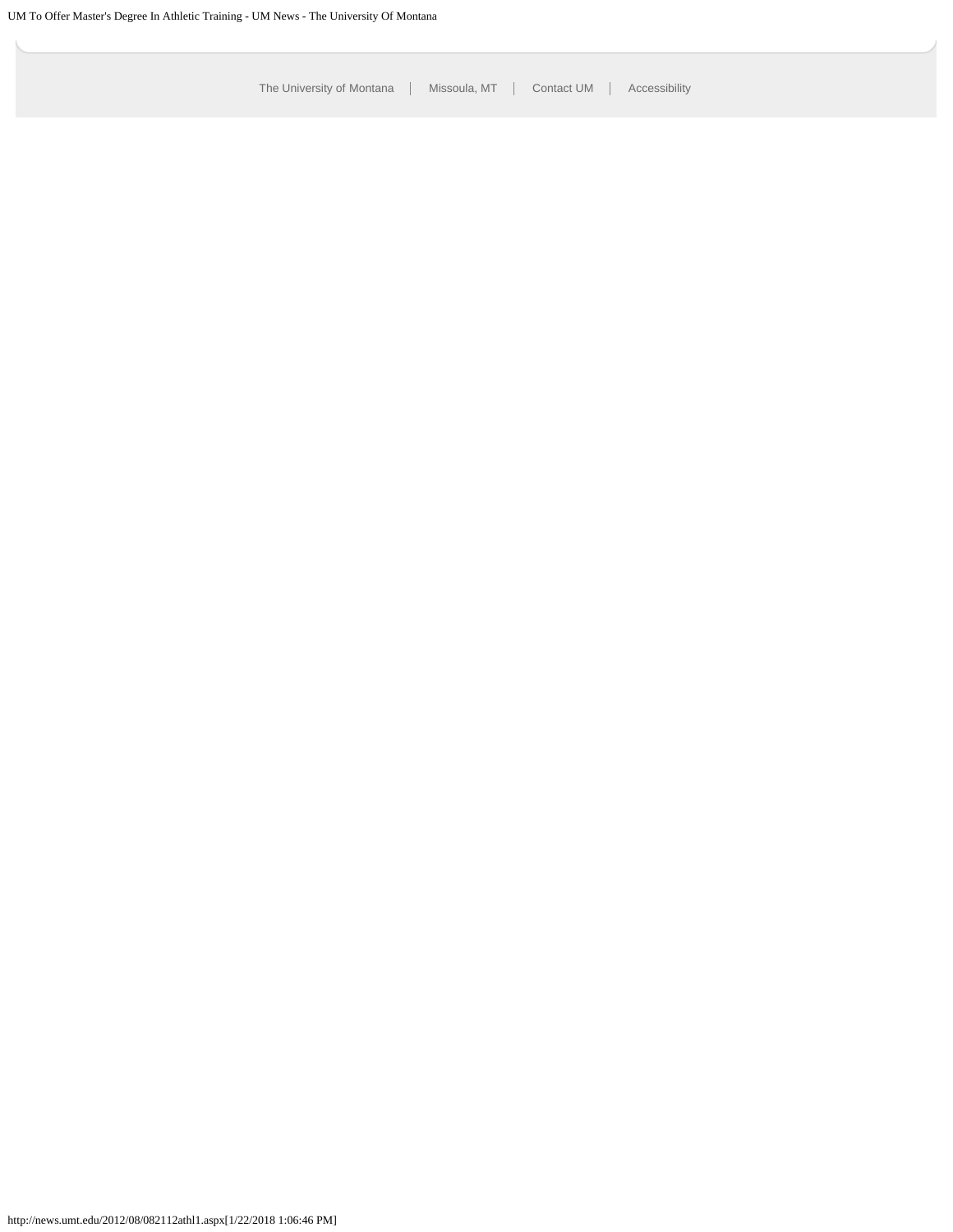The University of Montana | Missoula, MT | Contact UM | Accessibility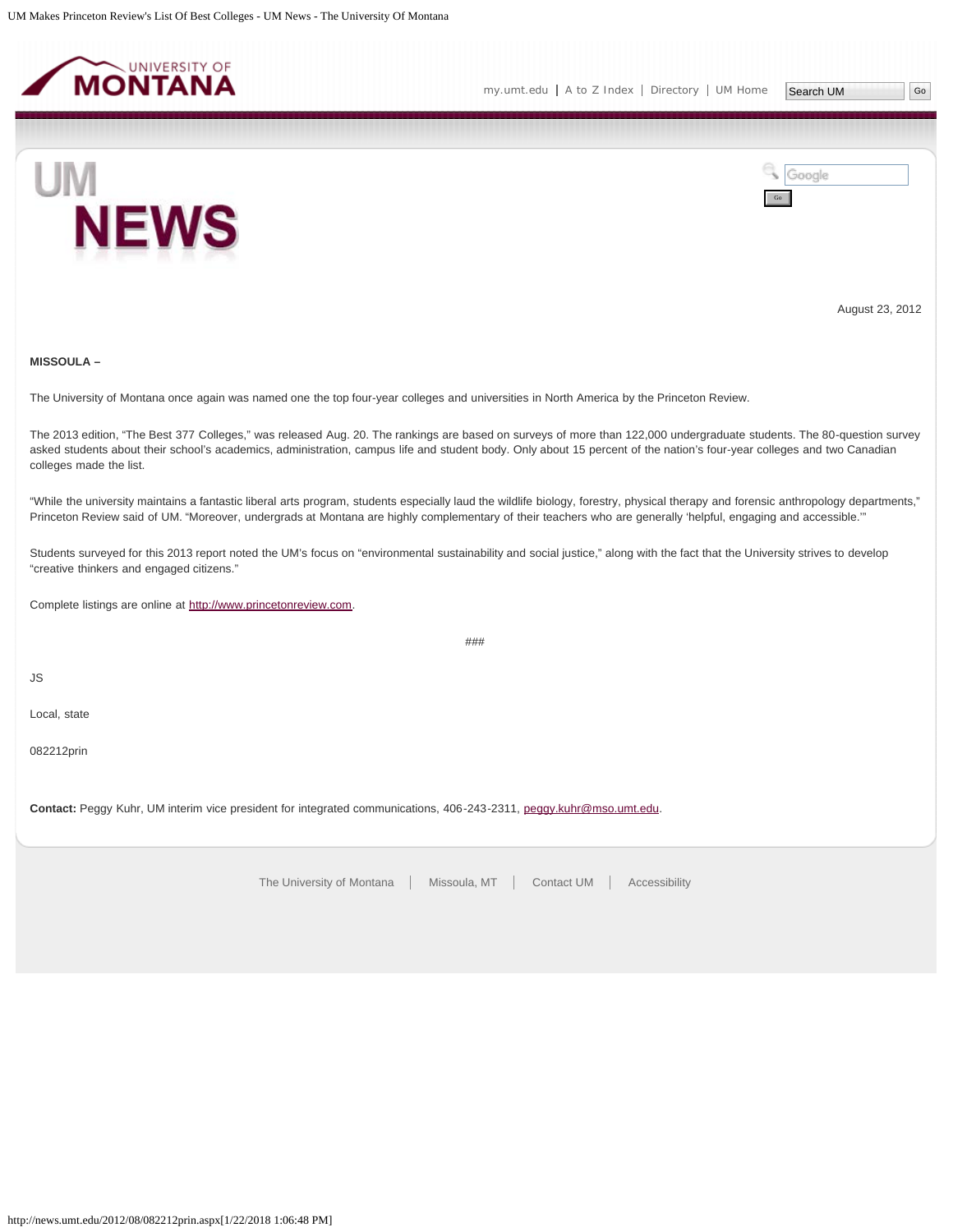August 23, 2012

**MISSOULA –**

The University of Montana once again was named one the top four-year colleges and universities in North America by the Princeton Review.

The 2013 edition, "The Best 377 Colleges," was released Aug. 20. The rankings are based on surveys of more than 122,000 undergraduate students. The 80-question survey asked students about their school's academics, administration, campus life and student body. Only about 15 percent of the nation's four-year colleges and two Canadian colleges made the list.

"While the university maintains a fantastic liberal arts program, students especially laud the wildlife biology, forestry, physical therapy and forensic anthropology departments," Princeton Review said of UM. "Moreover, undergrads at Montana are highly complementary of their teachers who are generally 'helpful, engaging and accessible.'"

Students surveyed for this 2013 report noted the UM's focus on "environmental sustainability and social justice," along with the fact that the University strives to develop "creative thinkers and engaged citizens."

Complete listings are online at [http://www.princetonreview.com](http://www.princetonreview.com).

###

JS

Local, state

082212prin

**Contact:** Peggy Kuhr, UM interim vice president for integrated communications, 406-243-2311, [peggy.kuhr@mso.umt.edu](mailto:peggy.kuhr@mso.umt.edu).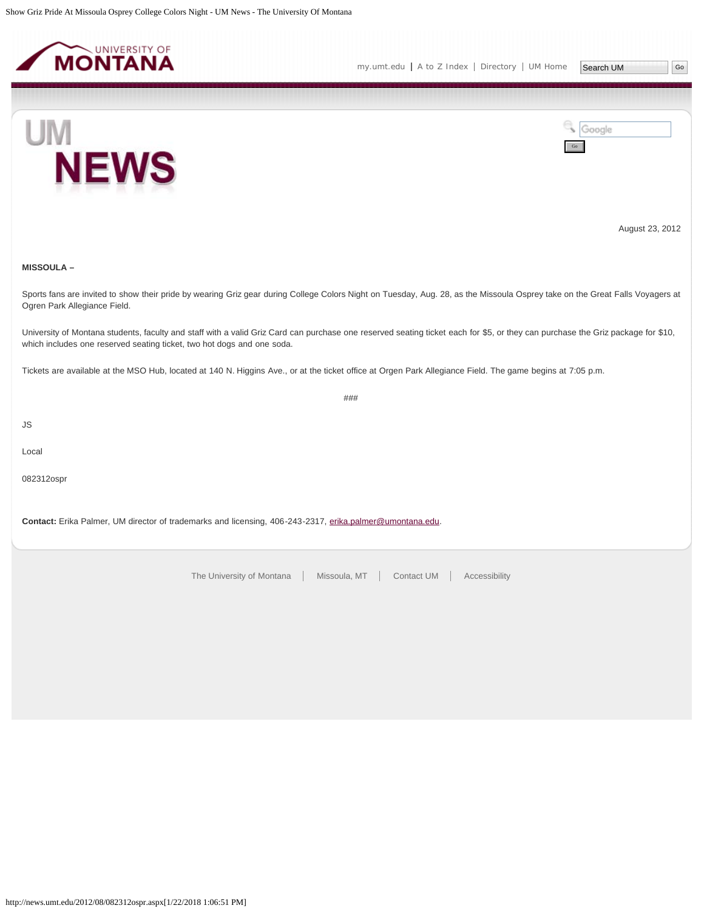August 23, 2012

**MISSOULA –**

Sports fans are invited to show their pride by wearing Griz gear during College Colors Night on Tuesday, Aug. 28, as the Missoula Osprey take on the Great Falls Voyagers at Ogren Park Allegiance Field.

University of Montana students, faculty and staff with a valid Griz Card can purchase one reserved seating ticket each for $5, or they can purchase the Griz package for $10, which includes one reserved seating ticket, two hot dogs and one soda.

Tickets are available at the MSO Hub, located at 140 N. Higgins Ave., or at the ticket office at Orgen Park Allegiance Field. The game begins at 7:05 p.m.

###

JS

Local

082312ospr

**Contact:** Erika Palmer, UM director of trademarks and licensing, 406-243-2317, erika.palmer@umontana.edu.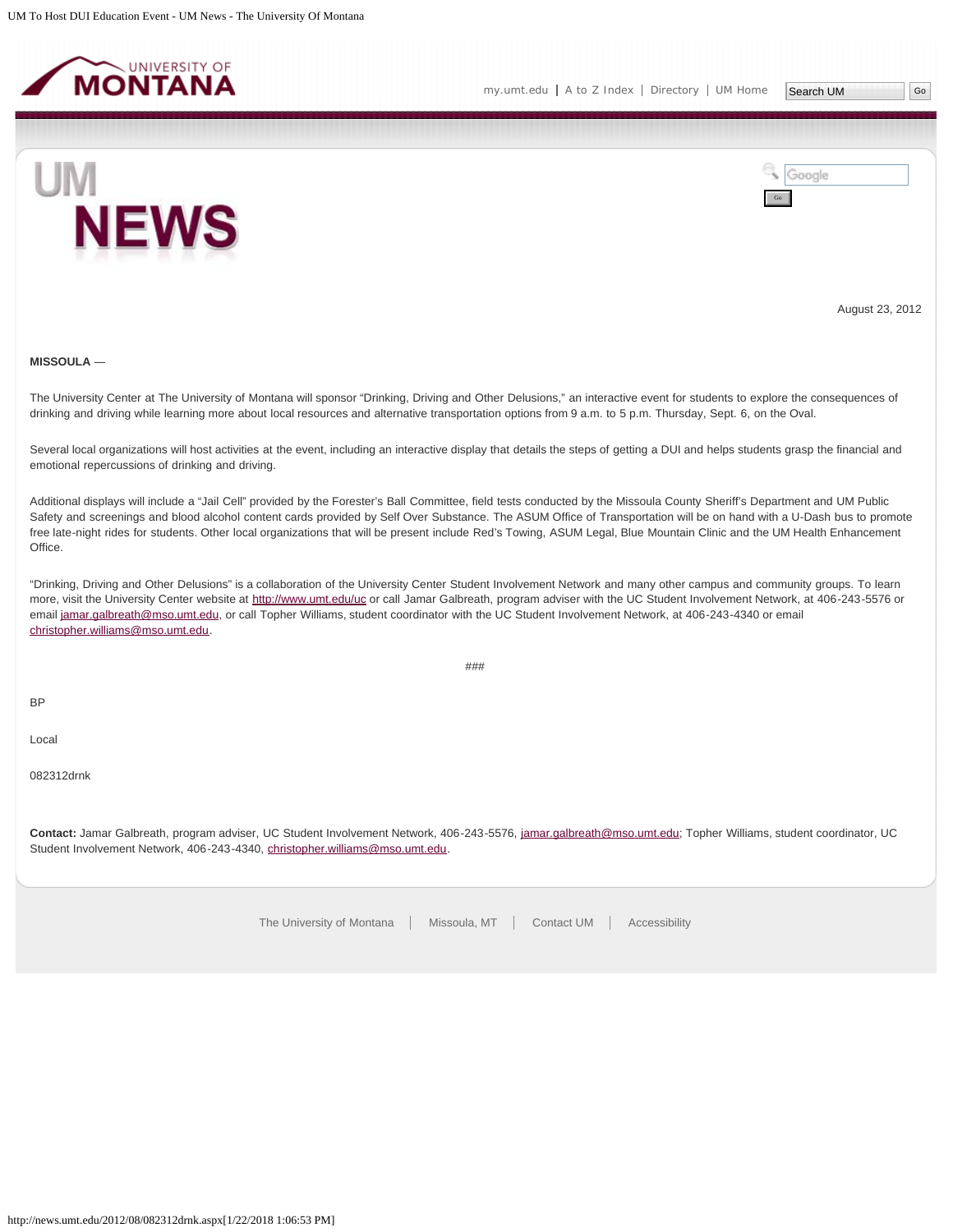August 23, 2012

**MISSOULA —**

The University Center at The University of Montana will sponsor “Drinking, Driving and Other Delusions,” an interactive event for students to explore the consequences of drinking and driving while learning more about local resources and alternative transportation options from 9 a.m. to 5 p.m. Thursday, Sept. 6, on the Oval.

Several local organizations will host activities at the event, including an interactive display that details the steps of getting a DUI and helps students grasp the financial and emotional repercussions of drinking and driving.

Additional displays will include a “Jail Cell” provided by the Forester’s Ball Committee, field tests conducted by the Missoula County Sheriff’s Department and UM Public Safety and screenings and blood alcohol content cards provided by Self Over Substance. The ASUM Office of Transportation will be on hand with a U-Dash bus to promote free late-night rides for students. Other local organizations that will be present include Red’s Towing, ASUM Legal, Blue Mountain Clinic and the UM Health Enhancement Office.

“Drinking, Driving and Other Delusions” is a collaboration of the University Center Student Involvement Network and many other campus and community groups. To learn more, visit the University Center website at http://www.umt.edu/uc or call Jamar Galbreath, program adviser with the UC Student Involvement Network, at 406-243-5576 or email jamar.galbreath@mso.umt.edu, or call Topher Williams, student coordinator with the UC Student Involvement Network, at 406-243-4340 or email christopher.williams@mso.umt.edu.

###

BP

Local

082312drnk

**Contact:** Jamar Galbreath, program adviser, UC Student Involvement Network, 406-243-5576, jamar.galbreath@mso.umt.edu; Topher Williams, student coordinator, UC Student Involvement Network, 406-243-4340, christopher.williams@mso.umt.edu.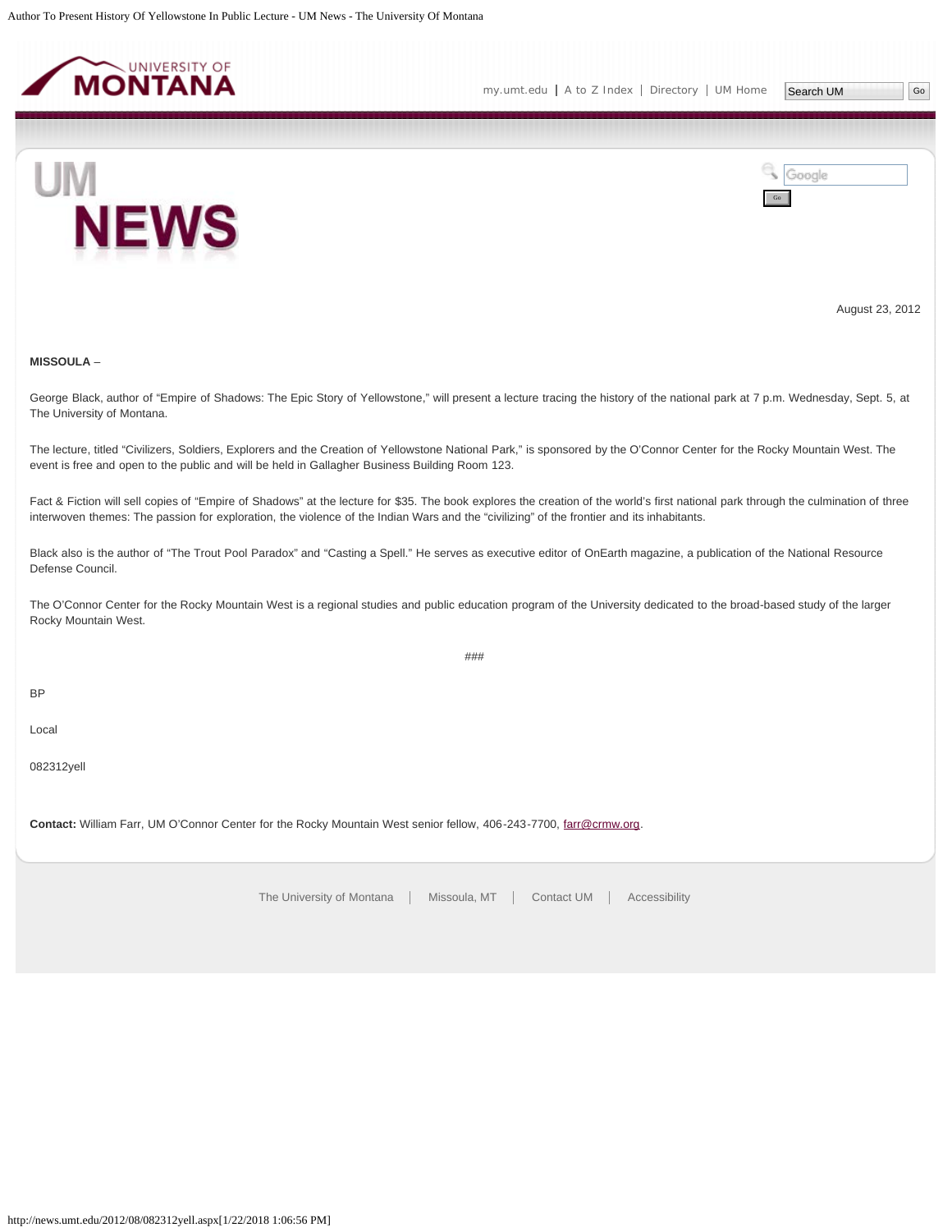August 23, 2012

**MISSOULA** –

George Black, author of “Empire of Shadows: The Epic Story of Yellowstone,” will present a lecture tracing the history of the national park at 7 p.m. Wednesday, Sept. 5, at The University of Montana.

The lecture, titled “Civilizers, Soldiers, Explorers and the Creation of Yellowstone National Park,” is sponsored by the O’Connor Center for the Rocky Mountain West. The event is free and open to the public and will be held in Gallagher Business Building Room 123.

Fact & Fiction will sell copies of “Empire of Shadows” at the lecture for $35. The book explores the creation of the world’s first national park through the culmination of three interwoven themes: The passion for exploration, the violence of the Indian Wars and the “civilizing” of the frontier and its inhabitants.

Black also is the author of “The Trout Pool Paradox” and “Casting a Spell.” He serves as executive editor of OnEarth magazine, a publication of the National Resource Defense Council.

The O’Connor Center for the Rocky Mountain West is a regional studies and public education program of the University dedicated to the broad-based study of the larger Rocky Mountain West.

###

BP

Local

082312yell

**Contact:** William Farr, UM O’Connor Center for the Rocky Mountain West senior fellow, 406-243-7700, farr@crmw.org.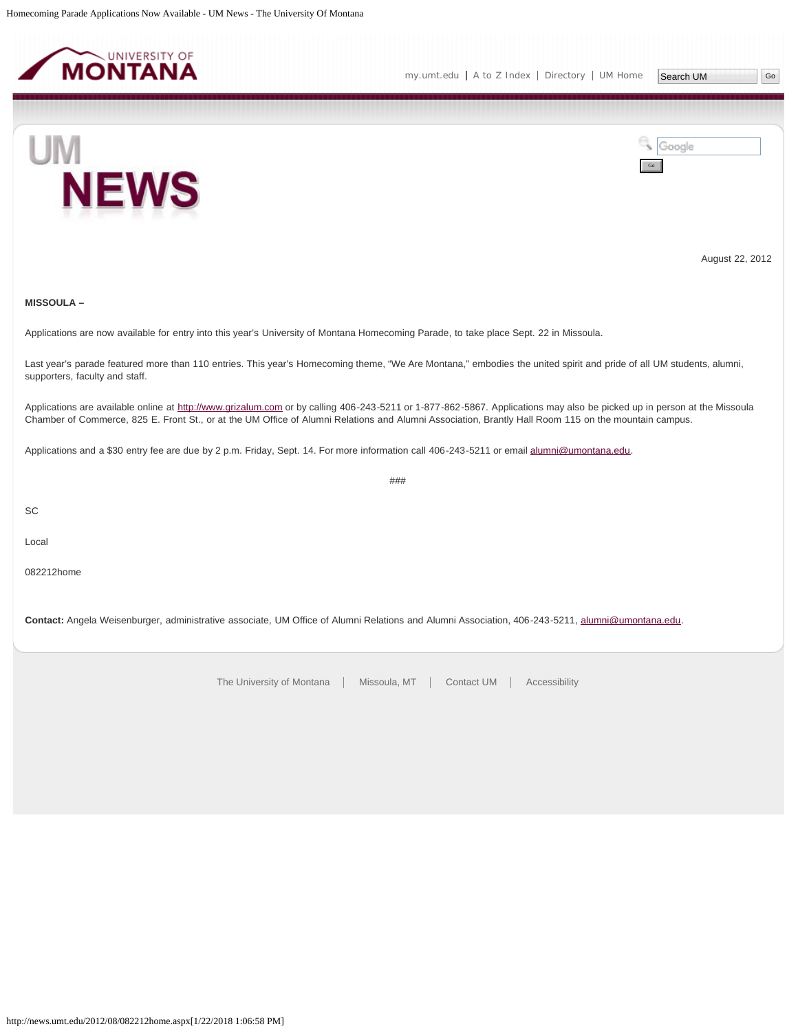August 22, 2012

**MISSOULA –**

Applications are now available for entry into this year's University of Montana Homecoming Parade, to take place Sept. 22 in Missoula.

Last year's parade featured more than 110 entries. This year's Homecoming theme, "We Are Montana," embodies the united spirit and pride of all UM students, alumni, supporters, faculty and staff.

Applications are available online at http://www.grizalum.com or by calling 406-243-5211 or 1-877-862-5867. Applications may also be picked up in person at the Missoula Chamber of Commerce, 825 E. Front St., or at the UM Office of Alumni Relations and Alumni Association, Brantly Hall Room 115 on the mountain campus.

Applications and a $30 entry fee are due by 2 p.m. Friday, Sept. 14. For more information call 406-243-5211 or email alumni@umontana.edu.

###

SC

Local

082212home

**Contact:** Angela Weisenburger, administrative associate, UM Office of Alumni Relations and Alumni Association, 406-243-5211, alumni@umontana.edu.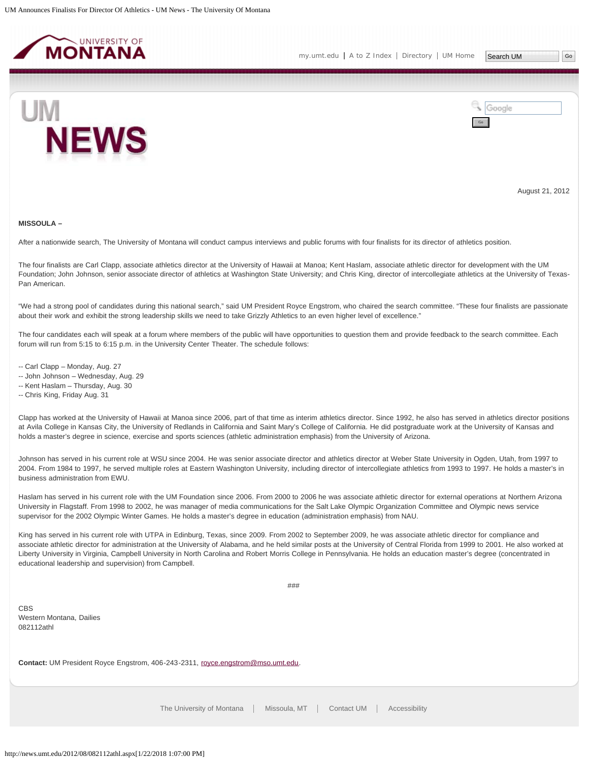August 21, 2012

**MISSOULA –**

After a nationwide search, The University of Montana will conduct campus interviews and public forums with four finalists for its director of athletics position.

The four finalists are Carl Clapp, associate athletics director at the University of Hawaii at Manoa; Kent Haslam, associate athletic director for development with the UM Foundation; John Johnson, senior associate director of athletics at Washington State University; and Chris King, director of intercollegiate athletics at the University of Texas-Pan American.

"We had a strong pool of candidates during this national search," said UM President Royce Engstrom, who chaired the search committee. "These four finalists are passionate about their work and exhibit the strong leadership skills we need to take Grizzly Athletics to an even higher level of excellence."

The four candidates each will speak at a forum where members of the public will have opportunities to question them and provide feedback to the search committee. Each forum will run from 5:15 to 6:15 p.m. in the University Center Theater. The schedule follows:

-- Carl Clapp – Monday, Aug. 27
-- John Johnson – Wednesday, Aug. 29
-- Kent Haslam – Thursday, Aug. 30
-- Chris King, Friday Aug. 31

Clapp has worked at the University of Hawaii at Manoa since 2006, part of that time as interim athletics director. Since 1992, he also has served in athletics director positions at Avila College in Kansas City, the University of Redlands in California and Saint Mary's College of California. He did postgraduate work at the University of Kansas and holds a master's degree in science, exercise and sports sciences (athletic administration emphasis) from the University of Arizona.

Johnson has served in his current role at WSU since 2004. He was senior associate director and athletics director at Weber State University in Ogden, Utah, from 1997 to 2004. From 1984 to 1997, he served multiple roles at Eastern Washington University, including director of intercollegiate athletics from 1993 to 1997. He holds a master's in business administration from EWU.

Haslam has served in his current role with the UM Foundation since 2006. From 2000 to 2006 he was associate athletic director for external operations at Northern Arizona University in Flagstaff. From 1998 to 2002, he was manager of media communications for the Salt Lake Olympic Organization Committee and Olympic news service supervisor for the 2002 Olympic Winter Games. He holds a master's degree in education (administration emphasis) from NAU.

King has served in his current role with UTPA in Edinburg, Texas, since 2009. From 2002 to September 2009, he was associate athletic director for compliance and associate athletic director for administration at the University of Alabama, and he held similar posts at the University of Central Florida from 1999 to 2001. He also worked at Liberty University in Virginia, Campbell University in North Carolina and Robert Morris College in Pennsylvania. He holds an education master's degree (concentrated in educational leadership and supervision) from Campbell.

###

CBS
Western Montana, Dailies
082112athl

**Contact:** UM President Royce Engstrom, 406-243-2311, royce.engstrom@mso.umt.edu.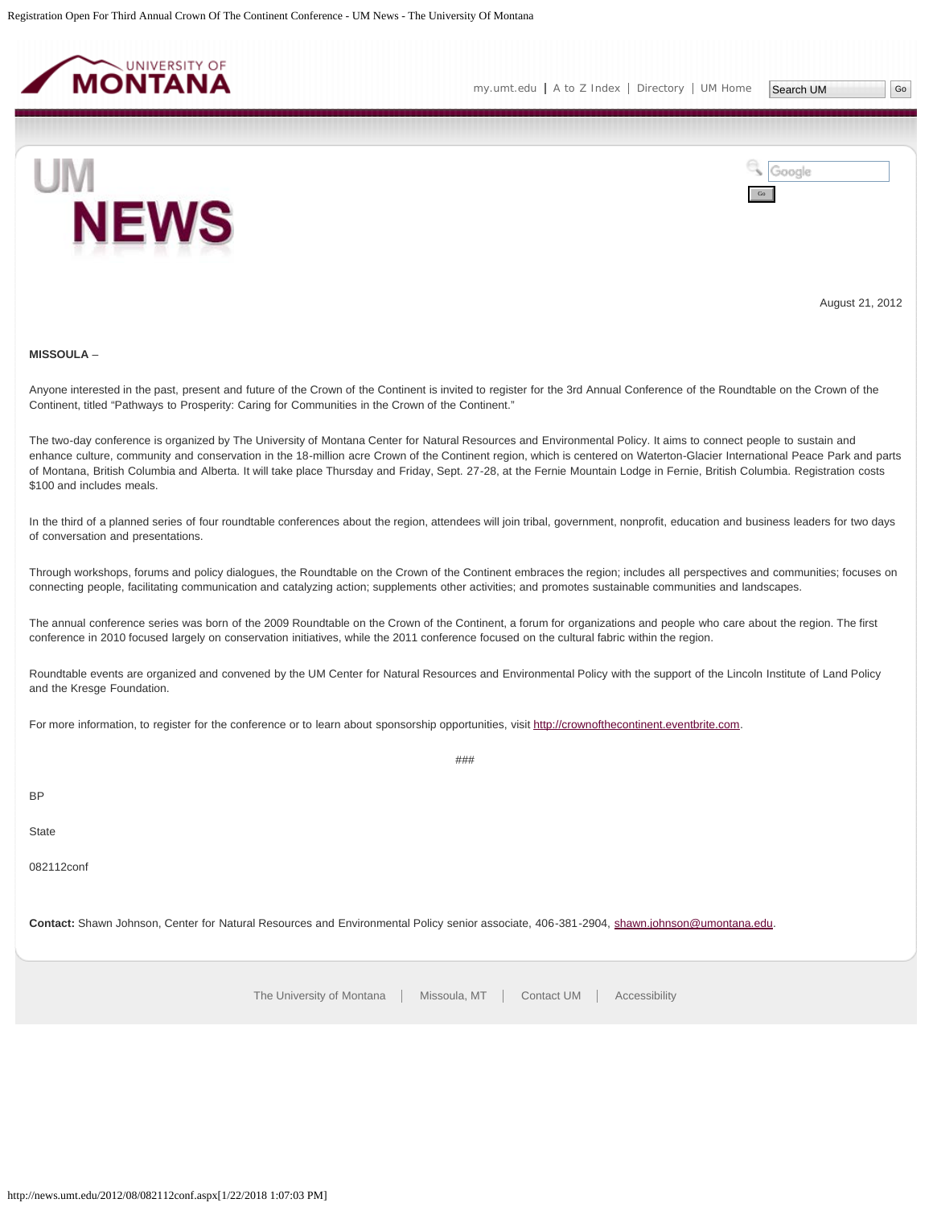August 21, 2012

**MISSOULA** –

Anyone interested in the past, present and future of the Crown of the Continent is invited to register for the 3rd Annual Conference of the Roundtable on the Crown of the Continent, titled "Pathways to Prosperity: Caring for Communities in the Crown of the Continent."

The two-day conference is organized by The University of Montana Center for Natural Resources and Environmental Policy. It aims to connect people to sustain and enhance culture, community and conservation in the 18-million acre Crown of the Continent region, which is centered on Waterton-Glacier International Peace Park and parts of Montana, British Columbia and Alberta. It will take place Thursday and Friday, Sept. 27-28, at the Fernie Mountain Lodge in Fernie, British Columbia. Registration costs $100 and includes meals.

In the third of a planned series of four roundtable conferences about the region, attendees will join tribal, government, nonprofit, education and business leaders for two days of conversation and presentations.

Through workshops, forums and policy dialogues, the Roundtable on the Crown of the Continent embraces the region; includes all perspectives and communities; focuses on connecting people, facilitating communication and catalyzing action; supplements other activities; and promotes sustainable communities and landscapes.

The annual conference series was born of the 2009 Roundtable on the Crown of the Continent, a forum for organizations and people who care about the region. The first conference in 2010 focused largely on conservation initiatives, while the 2011 conference focused on the cultural fabric within the region.

Roundtable events are organized and convened by the UM Center for Natural Resources and Environmental Policy with the support of the Lincoln Institute of Land Policy and the Kresge Foundation.

For more information, to register for the conference or to learn about sponsorship opportunities, visit http://crownofthecontinent.eventbrite.com.

###

BP

State

082112conf

**Contact:** Shawn Johnson, Center for Natural Resources and Environmental Policy senior associate, 406-381-2904, shawn.johnson@umontana.edu.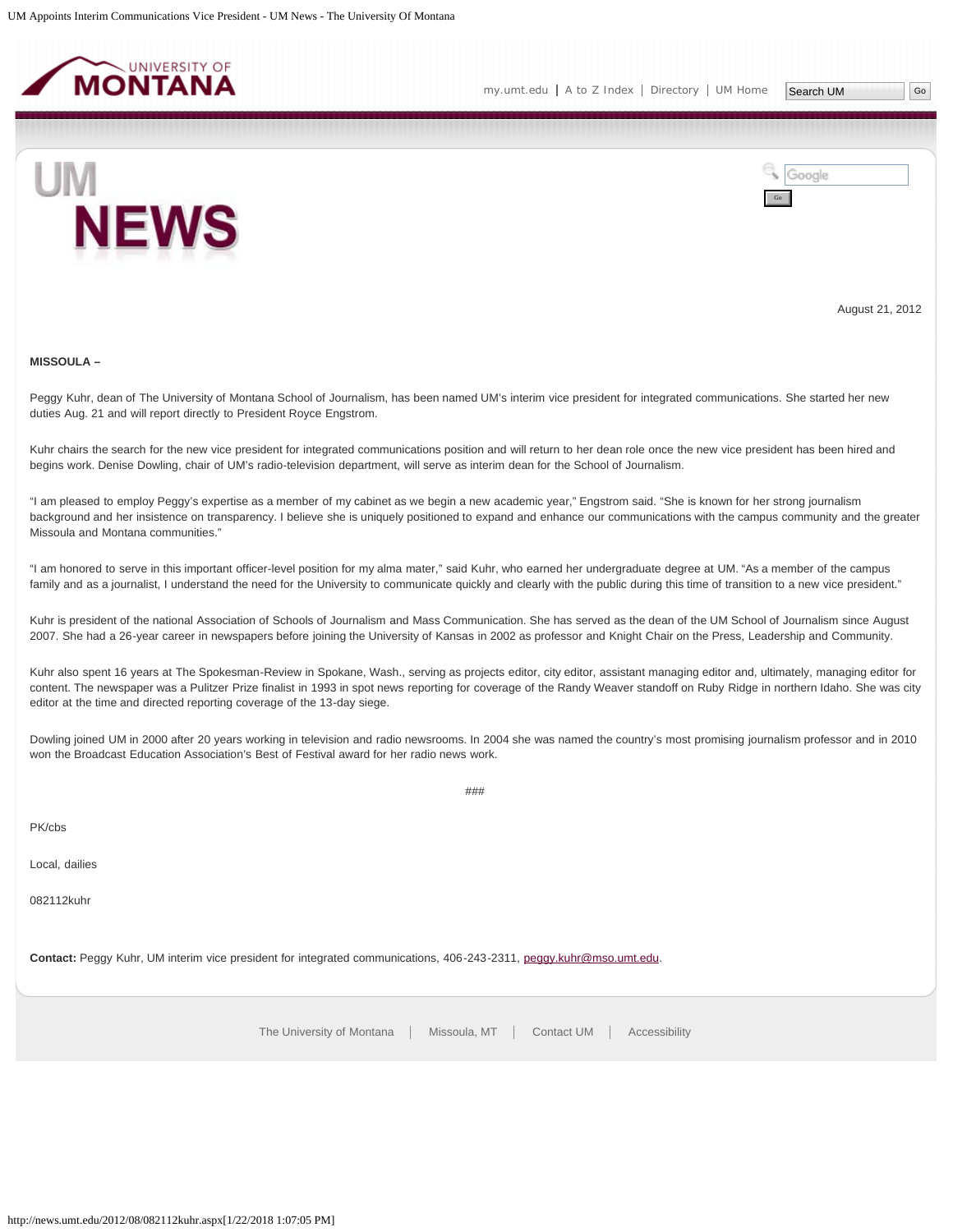August 21, 2012

**MISSOULA –**

Peggy Kuhr, dean of The University of Montana School of Journalism, has been named UM's interim vice president for integrated communications. She started her new duties Aug. 21 and will report directly to President Royce Engstrom.

Kuhr chairs the search for the new vice president for integrated communications position and will return to her dean role once the new vice president has been hired and begins work. Denise Dowling, chair of UM's radio-television department, will serve as interim dean for the School of Journalism.

"I am pleased to employ Peggy's expertise as a member of my cabinet as we begin a new academic year," Engstrom said. "She is known for her strong journalism background and her insistence on transparency. I believe she is uniquely positioned to expand and enhance our communications with the campus community and the greater Missoula and Montana communities."

"I am honored to serve in this important officer-level position for my alma mater," said Kuhr, who earned her undergraduate degree at UM. "As a member of the campus family and as a journalist, I understand the need for the University to communicate quickly and clearly with the public during this time of transition to a new vice president."

Kuhr is president of the national Association of Schools of Journalism and Mass Communication. She has served as the dean of the UM School of Journalism since August 2007. She had a 26-year career in newspapers before joining the University of Kansas in 2002 as professor and Knight Chair on the Press, Leadership and Community.

Kuhr also spent 16 years at The Spokesman-Review in Spokane, Wash., serving as projects editor, city editor, assistant managing editor and, ultimately, managing editor for content. The newspaper was a Pulitzer Prize finalist in 1993 in spot news reporting for coverage of the Randy Weaver standoff on Ruby Ridge in northern Idaho. She was city editor at the time and directed reporting coverage of the 13-day siege.

Dowling joined UM in 2000 after 20 years working in television and radio newsrooms. In 2004 she was named the country's most promising journalism professor and in 2010 won the Broadcast Education Association's Best of Festival award for her radio news work.

###

PK/cbs

Local, dailies

082112kuhr

**Contact:** Peggy Kuhr, UM interim vice president for integrated communications, 406-243-2311, peggy.kuhr@mso.umt.edu.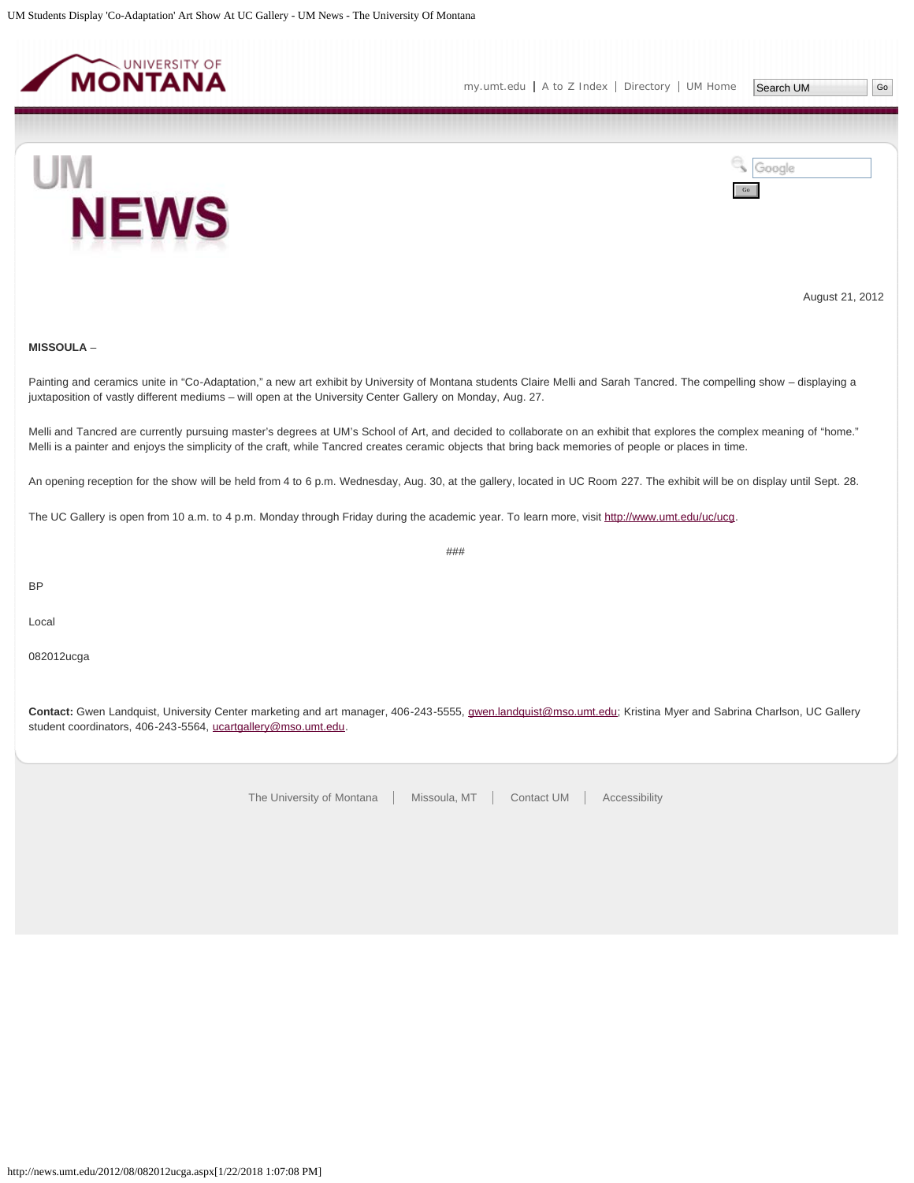August 21, 2012

**MISSOULA** –

Painting and ceramics unite in “Co-Adaptation,” a new art exhibit by University of Montana students Claire Melli and Sarah Tancred. The compelling show – displaying a juxtaposition of vastly different mediums – will open at the University Center Gallery on Monday, Aug. 27.

Melli and Tancred are currently pursuing master’s degrees at UM’s School of Art, and decided to collaborate on an exhibit that explores the complex meaning of “home.” Melli is a painter and enjoys the simplicity of the craft, while Tancred creates ceramic objects that bring back memories of people or places in time.

An opening reception for the show will be held from 4 to 6 p.m. Wednesday, Aug. 30, at the gallery, located in UC Room 227. The exhibit will be on display until Sept. 28.

The UC Gallery is open from 10 a.m. to 4 p.m. Monday through Friday during the academic year. To learn more, visit http://www.umt.edu/uc/ucg.

###

BP

Local

082012ucga

**Contact:** Gwen Landquist, University Center marketing and art manager, 406-243-5555, gwen.landquist@mso.umt.edu; Kristina Myer and Sabrina Charlson, UC Gallery student coordinators, 406-243-5564, ucartgallery@mso.umt.edu.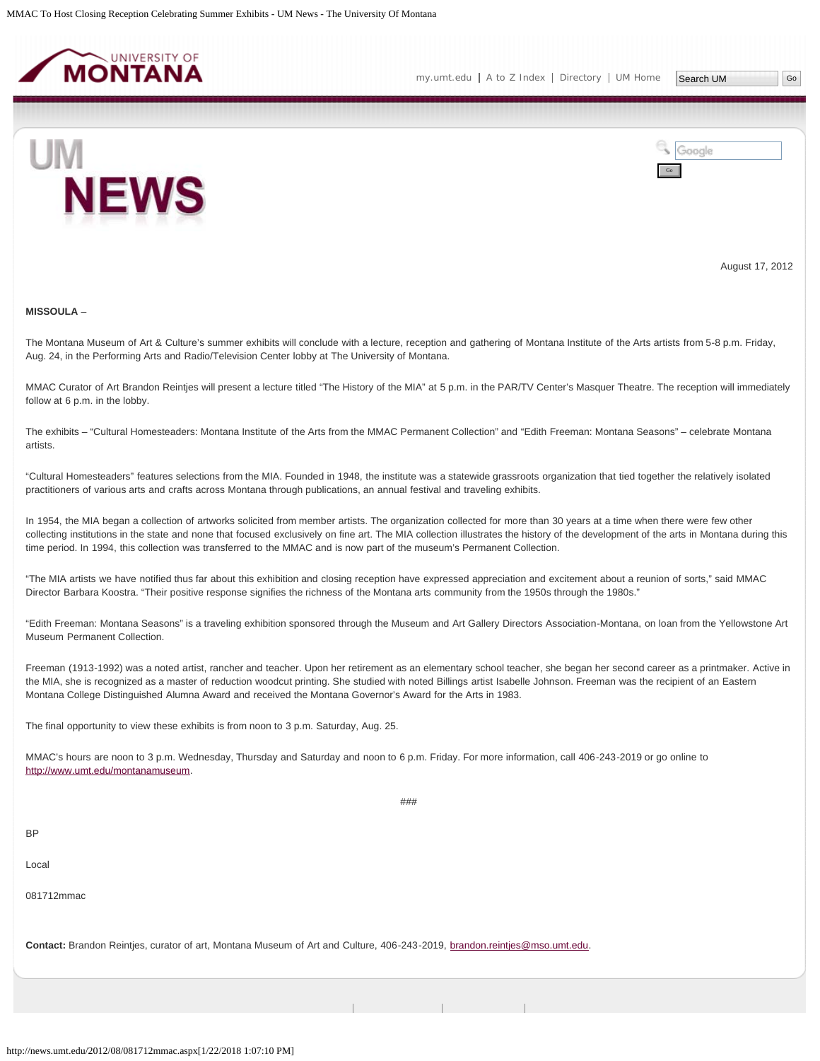August 17, 2012

**MISSOULA** –

The Montana Museum of Art & Culture's summer exhibits will conclude with a lecture, reception and gathering of Montana Institute of the Arts artists from 5-8 p.m. Friday, Aug. 24, in the Performing Arts and Radio/Television Center lobby at The University of Montana.

MMAC Curator of Art Brandon Reintjes will present a lecture titled "The History of the MIA" at 5 p.m. in the PAR/TV Center's Masquer Theatre. The reception will immediately follow at 6 p.m. in the lobby.

The exhibits – "Cultural Homesteaders: Montana Institute of the Arts from the MMAC Permanent Collection" and "Edith Freeman: Montana Seasons" – celebrate Montana artists.

"Cultural Homesteaders" features selections from the MIA. Founded in 1948, the institute was a statewide grassroots organization that tied together the relatively isolated practitioners of various arts and crafts across Montana through publications, an annual festival and traveling exhibits.

In 1954, the MIA began a collection of artworks solicited from member artists. The organization collected for more than 30 years at a time when there were few other collecting institutions in the state and none that focused exclusively on fine art. The MIA collection illustrates the history of the development of the arts in Montana during this time period. In 1994, this collection was transferred to the MMAC and is now part of the museum's Permanent Collection.

"The MIA artists we have notified thus far about this exhibition and closing reception have expressed appreciation and excitement about a reunion of sorts," said MMAC Director Barbara Koostra. "Their positive response signifies the richness of the Montana arts community from the 1950s through the 1980s."

"Edith Freeman: Montana Seasons" is a traveling exhibition sponsored through the Museum and Art Gallery Directors Association-Montana, on loan from the Yellowstone Art Museum Permanent Collection.

Freeman (1913-1992) was a noted artist, rancher and teacher. Upon her retirement as an elementary school teacher, she began her second career as a printmaker. Active in the MIA, she is recognized as a master of reduction woodcut printing. She studied with noted Billings artist Isabelle Johnson. Freeman was the recipient of an Eastern Montana College Distinguished Alumna Award and received the Montana Governor's Award for the Arts in 1983.

The final opportunity to view these exhibits is from noon to 3 p.m. Saturday, Aug. 25.

MMAC's hours are noon to 3 p.m. Wednesday, Thursday and Saturday and noon to 6 p.m. Friday. For more information, call 406-243-2019 or go online to http://www.umt.edu/montanamuseum.

###

BP

Local

081712mmac

**Contact:** Brandon Reintjes, curator of art, Montana Museum of Art and Culture, 406-243-2019, brandon.reintjes@mso.umt.edu.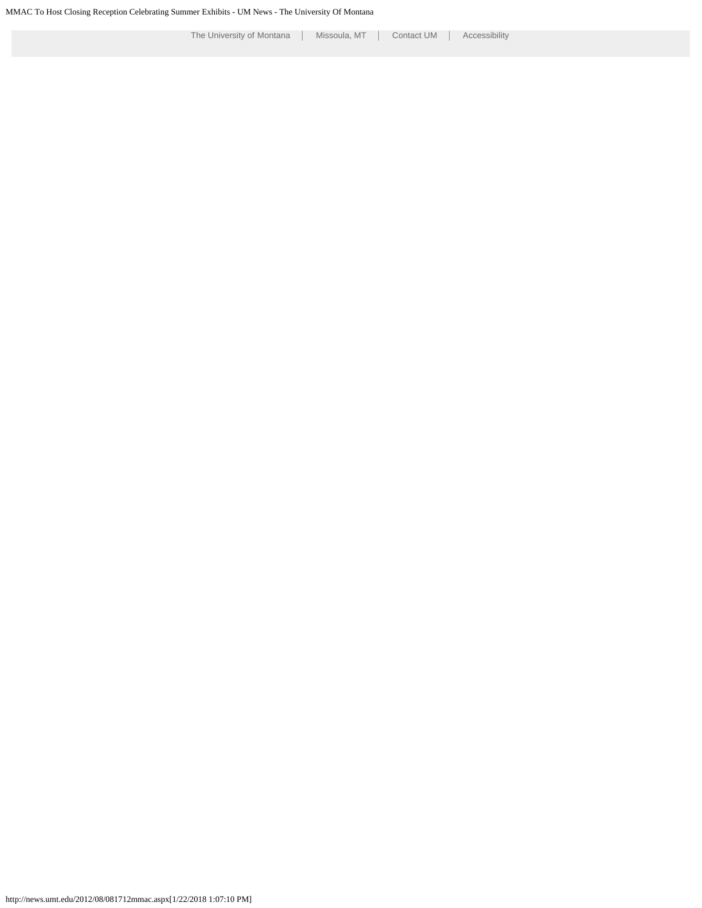The University of Montana | Missoula, MT | Contact UM | Accessibility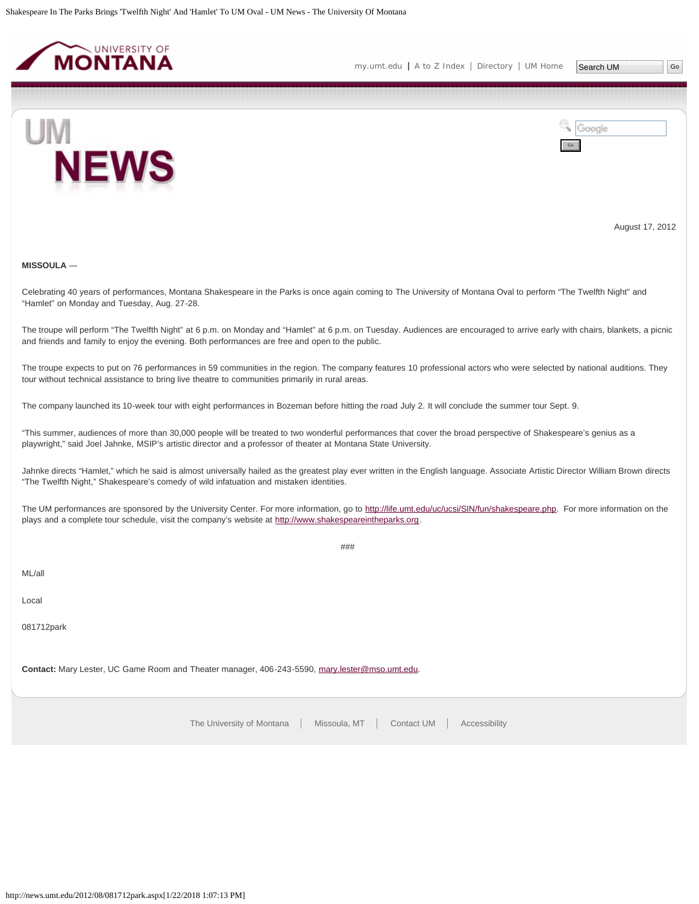August 17, 2012

**MISSOULA** —

Celebrating 40 years of performances, Montana Shakespeare in the Parks is once again coming to The University of Montana Oval to perform “The Twelfth Night” and “Hamlet” on Monday and Tuesday, Aug. 27-28.

The troupe will perform “The Twelfth Night” at 6 p.m. on Monday and “Hamlet” at 6 p.m. on Tuesday. Audiences are encouraged to arrive early with chairs, blankets, a picnic and friends and family to enjoy the evening. Both performances are free and open to the public.

The troupe expects to put on 76 performances in 59 communities in the region. The company features 10 professional actors who were selected by national auditions. They tour without technical assistance to bring live theatre to communities primarily in rural areas.

The company launched its 10-week tour with eight performances in Bozeman before hitting the road July 2. It will conclude the summer tour Sept. 9.

“This summer, audiences of more than 30,000 people will be treated to two wonderful performances that cover the broad perspective of Shakespeare’s genius as a playwright,” said Joel Jahnke, MSIP’s artistic director and a professor of theater at Montana State University.

Jahnke directs “Hamlet,” which he said is almost universally hailed as the greatest play ever written in the English language. Associate Artistic Director William Brown directs “The Twelfth Night,” Shakespeare’s comedy of wild infatuation and mistaken identities.

The UM performances are sponsored by the University Center. For more information, go to http://life.umt.edu/uc/ucsi/SIN/fun/shakespeare.php. For more information on the plays and a complete tour schedule, visit the company’s website at http://www.shakespeareintheparks.org.

###

ML/all

Local

081712park

**Contact:** Mary Lester, UC Game Room and Theater manager, 406-243-5590, mary.lester@mso.umt.edu.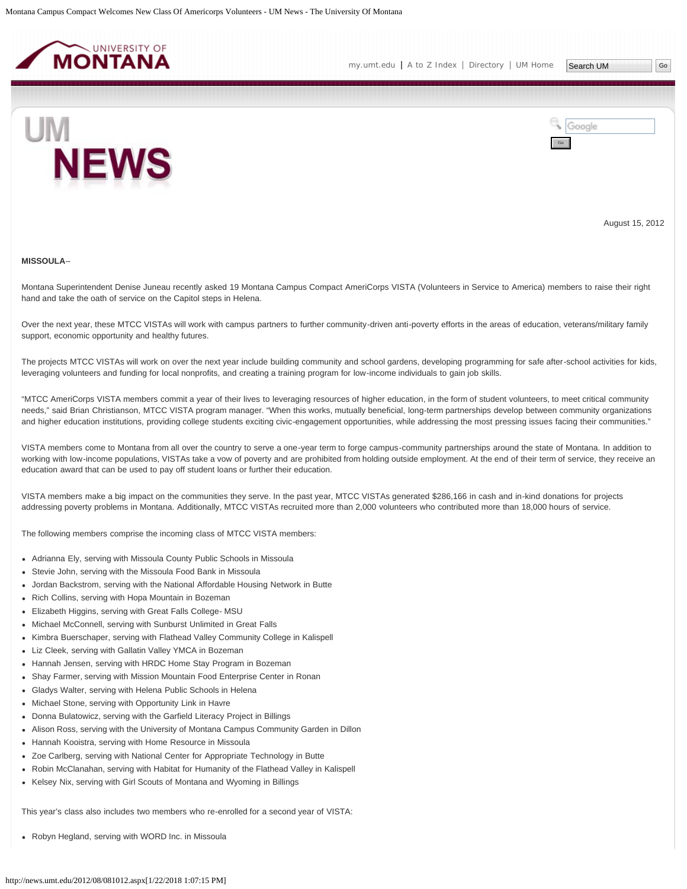August 15, 2012

**MISSOULA**–

Montana Superintendent Denise Juneau recently asked 19 Montana Campus Compact AmeriCorps VISTA (Volunteers in Service to America) members to raise their right hand and take the oath of service on the Capitol steps in Helena.

Over the next year, these MTCC VISTAs will work with campus partners to further community-driven anti-poverty efforts in the areas of education, veterans/military family support, economic opportunity and healthy futures.

The projects MTCC VISTAs will work on over the next year include building community and school gardens, developing programming for safe after-school activities for kids, leveraging volunteers and funding for local nonprofits, and creating a training program for low-income individuals to gain job skills.

"MTCC AmeriCorps VISTA members commit a year of their lives to leveraging resources of higher education, in the form of student volunteers, to meet critical community needs," said Brian Christianson, MTCC VISTA program manager. "When this works, mutually beneficial, long-term partnerships develop between community organizations and higher education institutions, providing college students exciting civic-engagement opportunities, while addressing the most pressing issues facing their communities."

VISTA members come to Montana from all over the country to serve a one-year term to forge campus-community partnerships around the state of Montana. In addition to working with low-income populations, VISTAs take a vow of poverty and are prohibited from holding outside employment. At the end of their term of service, they receive an education award that can be used to pay off student loans or further their education.

VISTA members make a big impact on the communities they serve. In the past year, MTCC VISTAs generated $286,166 in cash and in-kind donations for projects addressing poverty problems in Montana. Additionally, MTCC VISTAs recruited more than 2,000 volunteers who contributed more than 18,000 hours of service.

The following members comprise the incoming class of MTCC VISTA members:

- Adrianna Ely, serving with Missoula County Public Schools in Missoula
- Stevie John, serving with the Missoula Food Bank in Missoula
- Jordan Backstrom, serving with the National Affordable Housing Network in Butte
- Rich Collins, serving with Hopa Mountain in Bozeman
- Elizabeth Higgins, serving with Great Falls College- MSU
- Michael McConnell, serving with Sunburst Unlimited in Great Falls
- Kimbra Buerschaper, serving with Flathead Valley Community College in Kalispell
- Liz Cleek, serving with Gallatin Valley YMCA in Bozeman
- Hannah Jensen, serving with HRDC Home Stay Program in Bozeman
- Shay Farmer, serving with Mission Mountain Food Enterprise Center in Ronan
- Gladys Walter, serving with Helena Public Schools in Helena
- Michael Stone, serving with Opportunity Link in Havre
- Donna Bulatowicz, serving with the Garfield Literacy Project in Billings
- Alison Ross, serving with the University of Montana Campus Community Garden in Dillon
- Hannah Kooistra, serving with Home Resource in Missoula
- Zoe Carlberg, serving with National Center for Appropriate Technology in Butte
- Robin McClanahan, serving with Habitat for Humanity of the Flathead Valley in Kalispell
- Kelsey Nix, serving with Girl Scouts of Montana and Wyoming in Billings

This year's class also includes two members who re-enrolled for a second year of VISTA:

- Robyn Hegland, serving with WORD Inc. in Missoula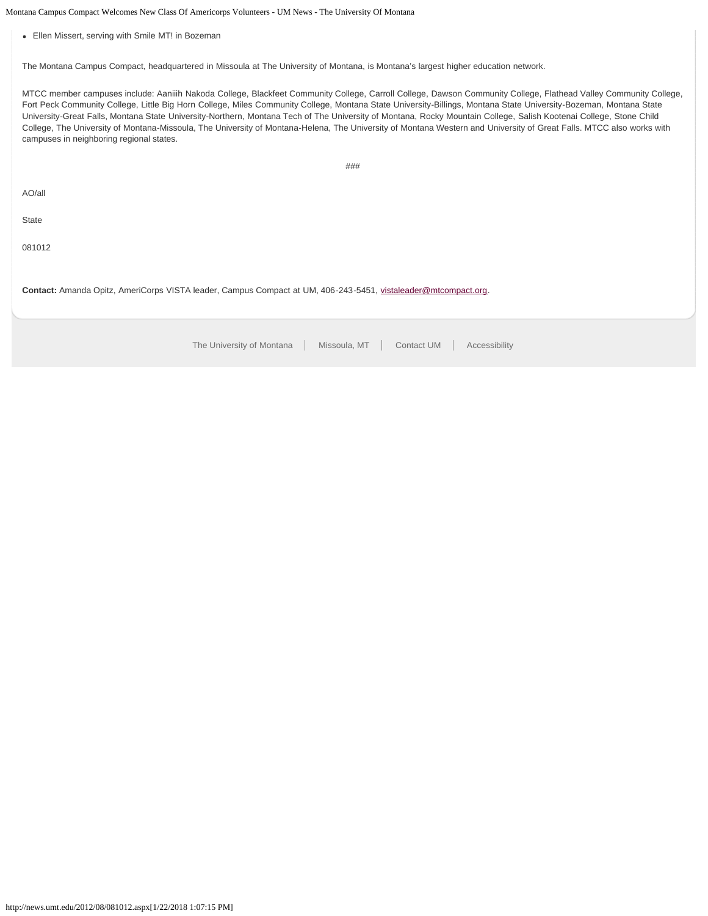- Ellen Missert, serving with Smile MT! in Bozeman

The Montana Campus Compact, headquartered in Missoula at The University of Montana, is Montana's largest higher education network.

MTCC member campuses include: Aaniiih Nakoda College, Blackfeet Community College, Carroll College, Dawson Community College, Flathead Valley Community College, Fort Peck Community College, Little Big Horn College, Miles Community College, Montana State University-Billings, Montana State University-Bozeman, Montana State University-Great Falls, Montana State University-Northern, Montana Tech of The University of Montana, Rocky Mountain College, Salish Kootenai College, Stone Child College, The University of Montana-Missoula, The University of Montana-Helena, The University of Montana Western and University of Great Falls. MTCC also works with campuses in neighboring regional states.

###

AO/all

State

081012

**Contact:** Amanda Opitz, AmeriCorps VISTA leader, Campus Compact at UM, 406-243-5451, vistaleader@mtcompact.org.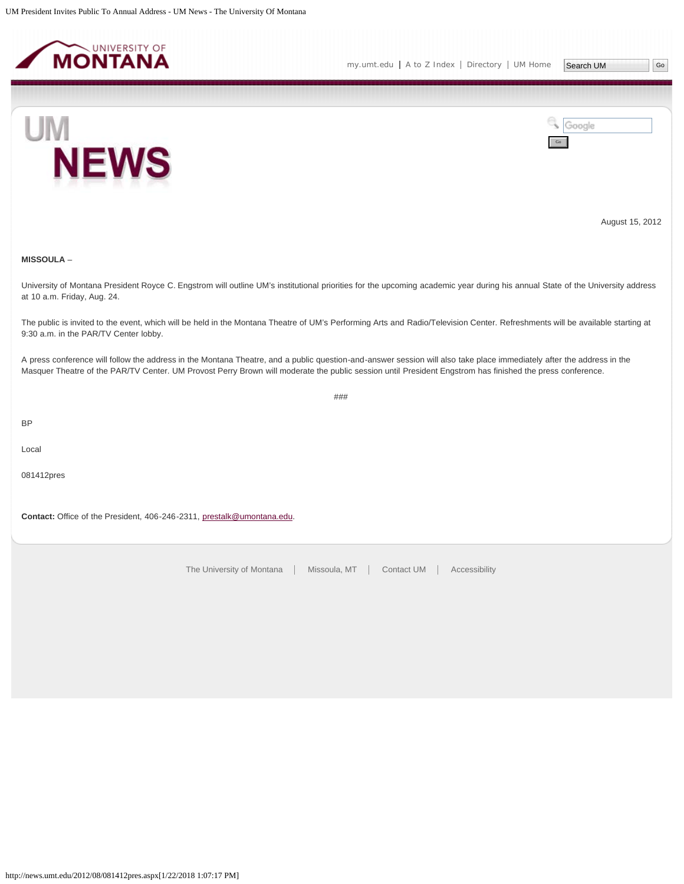August 15, 2012

**MISSOULA** –

University of Montana President Royce C. Engstrom will outline UM's institutional priorities for the upcoming academic year during his annual State of the University address at 10 a.m. Friday, Aug. 24.

The public is invited to the event, which will be held in the Montana Theatre of UM's Performing Arts and Radio/Television Center. Refreshments will be available starting at 9:30 a.m. in the PAR/TV Center lobby.

A press conference will follow the address in the Montana Theatre, and a public question-and-answer session will also take place immediately after the address in the Masquer Theatre of the PAR/TV Center. UM Provost Perry Brown will moderate the public session until President Engstrom has finished the press conference.

###

BP

Local

081412pres

**Contact:** Office of the President, 406-246-2311, prestalk@umontana.edu.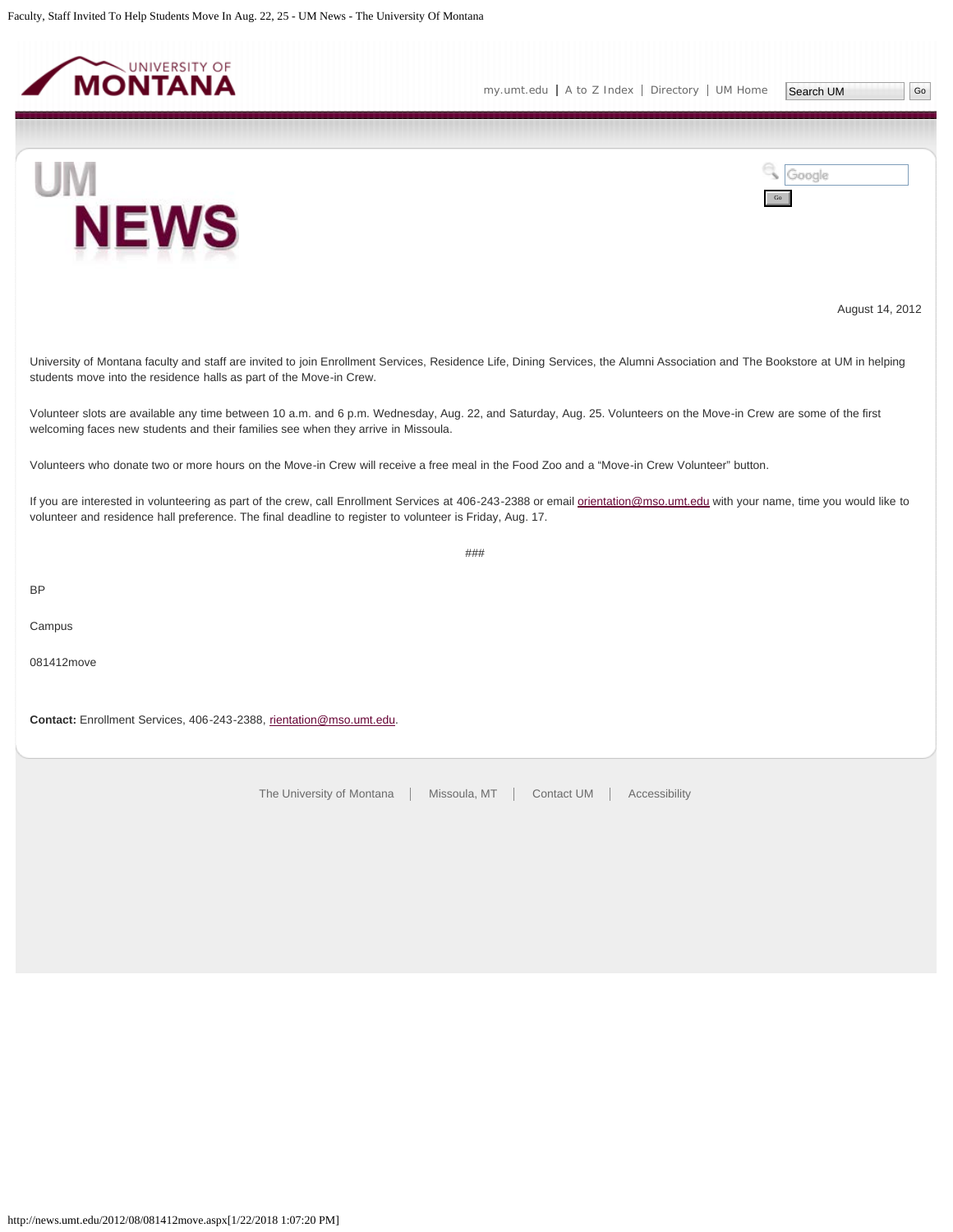August 14, 2012

University of Montana faculty and staff are invited to join Enrollment Services, Residence Life, Dining Services, the Alumni Association and The Bookstore at UM in helping students move into the residence halls as part of the Move-in Crew.

Volunteer slots are available any time between 10 a.m. and 6 p.m. Wednesday, Aug. 22, and Saturday, Aug. 25. Volunteers on the Move-in Crew are some of the first welcoming faces new students and their families see when they arrive in Missoula.

Volunteers who donate two or more hours on the Move-in Crew will receive a free meal in the Food Zoo and a “Move-in Crew Volunteer” button.

If you are interested in volunteering as part of the crew, call Enrollment Services at 406-243-2388 or email orientation@mso.umt.edu with your name, time you would like to volunteer and residence hall preference. The final deadline to register to volunteer is Friday, Aug. 17.

###

BP

Campus

081412move

**Contact:** Enrollment Services, 406-243-2388, rientation@mso.umt.edu.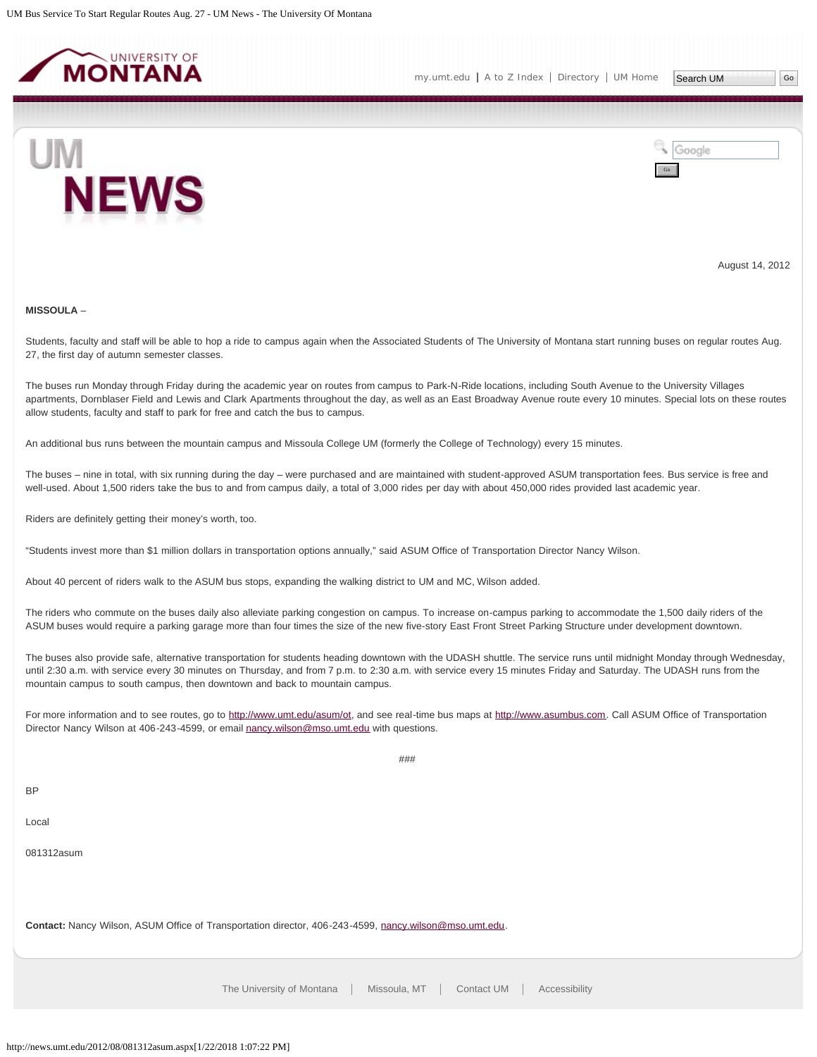August 14, 2012

**MISSOULA** –

Students, faculty and staff will be able to hop a ride to campus again when the Associated Students of The University of Montana start running buses on regular routes Aug. 27, the first day of autumn semester classes.

The buses run Monday through Friday during the academic year on routes from campus to Park-N-Ride locations, including South Avenue to the University Villages apartments, Dornblaser Field and Lewis and Clark Apartments throughout the day, as well as an East Broadway Avenue route every 10 minutes. Special lots on these routes allow students, faculty and staff to park for free and catch the bus to campus.

An additional bus runs between the mountain campus and Missoula College UM (formerly the College of Technology) every 15 minutes.

The buses – nine in total, with six running during the day – were purchased and are maintained with student-approved ASUM transportation fees. Bus service is free and well-used. About 1,500 riders take the bus to and from campus daily, a total of 3,000 rides per day with about 450,000 rides provided last academic year.

Riders are definitely getting their money's worth, too.

"Students invest more than $1 million dollars in transportation options annually," said ASUM Office of Transportation Director Nancy Wilson.

About 40 percent of riders walk to the ASUM bus stops, expanding the walking district to UM and MC, Wilson added.

The riders who commute on the buses daily also alleviate parking congestion on campus. To increase on-campus parking to accommodate the 1,500 daily riders of the ASUM buses would require a parking garage more than four times the size of the new five-story East Front Street Parking Structure under development downtown.

The buses also provide safe, alternative transportation for students heading downtown with the UDASH shuttle. The service runs until midnight Monday through Wednesday, until 2:30 a.m. with service every 30 minutes on Thursday, and from 7 p.m. to 2:30 a.m. with service every 15 minutes Friday and Saturday. The UDASH runs from the mountain campus to south campus, then downtown and back to mountain campus.

For more information and to see routes, go to http://www.umt.edu/asum/ot, and see real-time bus maps at http://www.asumbus.com. Call ASUM Office of Transportation Director Nancy Wilson at 406-243-4599, or email nancy.wilson@mso.umt.edu with questions.

###

BP

Local

081312asum

**Contact:** Nancy Wilson, ASUM Office of Transportation director, 406-243-4599, nancy.wilson@mso.umt.edu.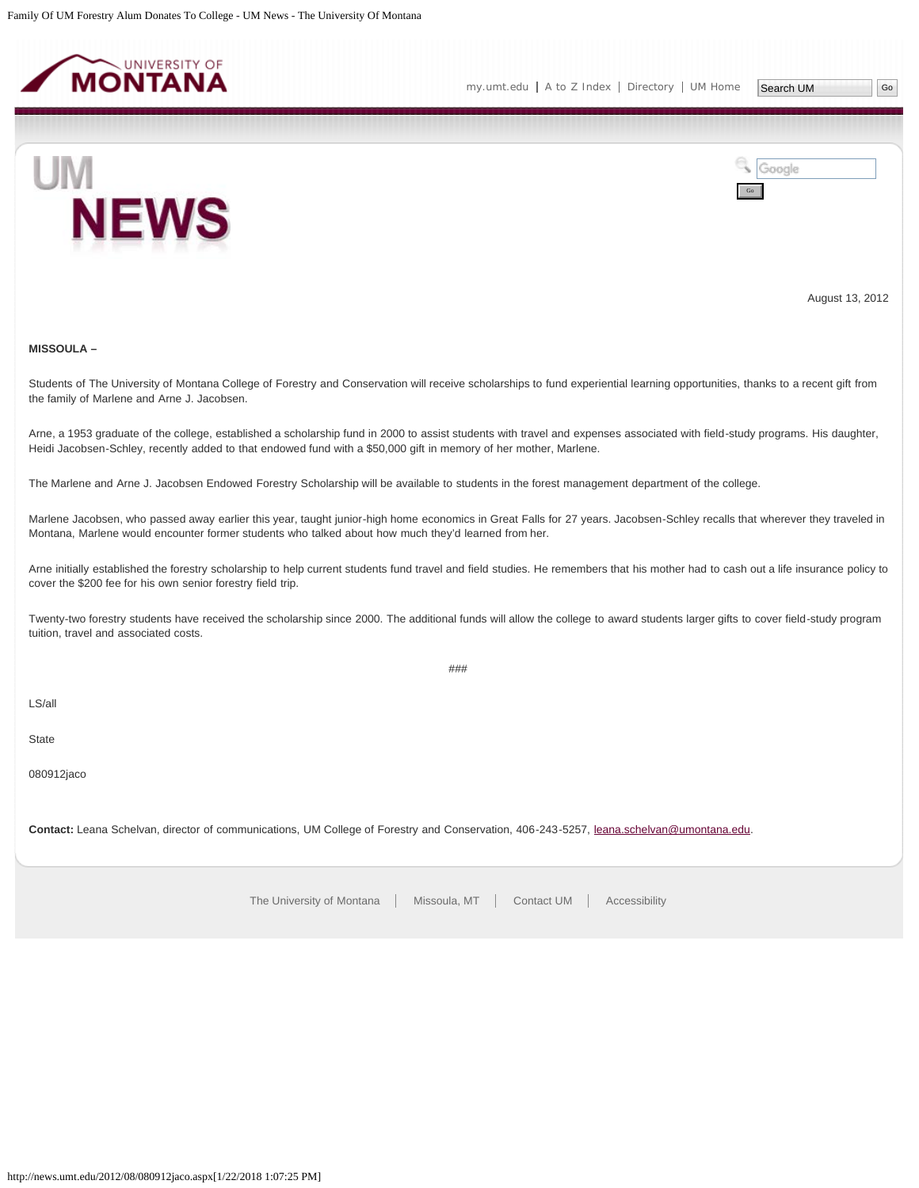August 13, 2012

**MISSOULA –**

Students of The University of Montana College of Forestry and Conservation will receive scholarships to fund experiential learning opportunities, thanks to a recent gift from the family of Marlene and Arne J. Jacobsen.

Arne, a 1953 graduate of the college, established a scholarship fund in 2000 to assist students with travel and expenses associated with field-study programs. His daughter, Heidi Jacobsen-Schley, recently added to that endowed fund with a $50,000 gift in memory of her mother, Marlene.

The Marlene and Arne J. Jacobsen Endowed Forestry Scholarship will be available to students in the forest management department of the college.

Marlene Jacobsen, who passed away earlier this year, taught junior-high home economics in Great Falls for 27 years. Jacobsen-Schley recalls that wherever they traveled in Montana, Marlene would encounter former students who talked about how much they'd learned from her.

Arne initially established the forestry scholarship to help current students fund travel and field studies. He remembers that his mother had to cash out a life insurance policy to cover the $200 fee for his own senior forestry field trip.

Twenty-two forestry students have received the scholarship since 2000. The additional funds will allow the college to award students larger gifts to cover field-study program tuition, travel and associated costs.

###

LS/all

State

080912jaco

**Contact:** Leana Schelvan, director of communications, UM College of Forestry and Conservation, 406-243-5257, leana.schelvan@umontana.edu.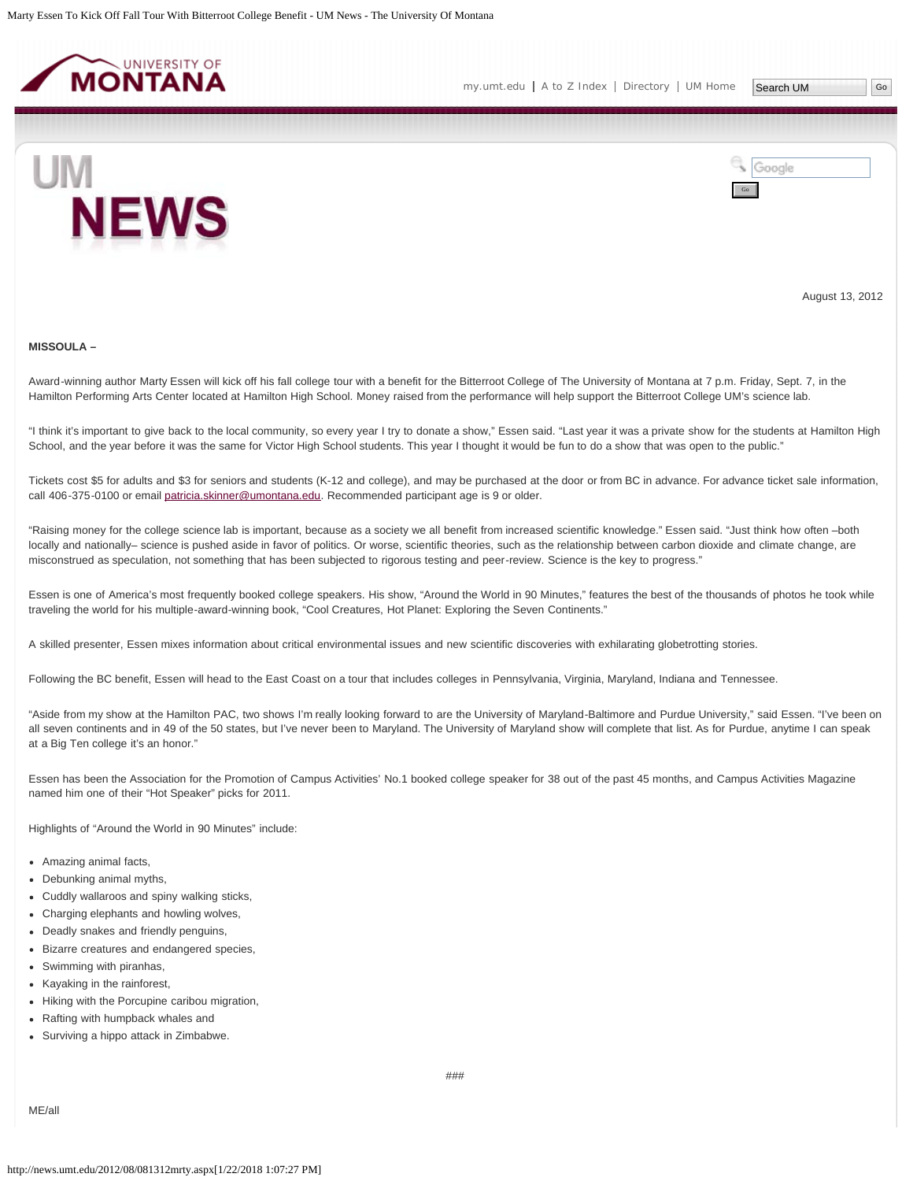August 13, 2012

**MISSOULA –**

Award-winning author Marty Essen will kick off his fall college tour with a benefit for the Bitterroot College of The University of Montana at 7 p.m. Friday, Sept. 7, in the Hamilton Performing Arts Center located at Hamilton High School. Money raised from the performance will help support the Bitterroot College UM's science lab.

"I think it's important to give back to the local community, so every year I try to donate a show," Essen said. "Last year it was a private show for the students at Hamilton High School, and the year before it was the same for Victor High School students. This year I thought it would be fun to do a show that was open to the public."

Tickets cost $5 for adults and $3 for seniors and students (K-12 and college), and may be purchased at the door or from BC in advance. For advance ticket sale information, call 406-375-0100 or email patricia.skinner@umontana.edu. Recommended participant age is 9 or older.

"Raising money for the college science lab is important, because as a society we all benefit from increased scientific knowledge." Essen said. "Just think how often –both locally and nationally– science is pushed aside in favor of politics. Or worse, scientific theories, such as the relationship between carbon dioxide and climate change, are misconstrued as speculation, not something that has been subjected to rigorous testing and peer-review. Science is the key to progress."

Essen is one of America's most frequently booked college speakers. His show, "Around the World in 90 Minutes," features the best of the thousands of photos he took while traveling the world for his multiple-award-winning book, "Cool Creatures, Hot Planet: Exploring the Seven Continents."

A skilled presenter, Essen mixes information about critical environmental issues and new scientific discoveries with exhilarating globetrotting stories.

Following the BC benefit, Essen will head to the East Coast on a tour that includes colleges in Pennsylvania, Virginia, Maryland, Indiana and Tennessee.

"Aside from my show at the Hamilton PAC, two shows I'm really looking forward to are the University of Maryland-Baltimore and Purdue University," said Essen. "I've been on all seven continents and in 49 of the 50 states, but I've never been to Maryland. The University of Maryland show will complete that list. As for Purdue, anytime I can speak at a Big Ten college it's an honor."

Essen has been the Association for the Promotion of Campus Activities' No.1 booked college speaker for 38 out of the past 45 months, and Campus Activities Magazine named him one of their "Hot Speaker" picks for 2011.

Highlights of "Around the World in 90 Minutes" include:

- Amazing animal facts,
- Debunking animal myths,
- Cuddly wallaroos and spiny walking sticks,
- Charging elephants and howling wolves,
- Deadly snakes and friendly penguins,
- Bizarre creatures and endangered species,
- Swimming with piranhas,
- Kayaking in the rainforest,
- Hiking with the Porcupine caribou migration,
- Rafting with humpback whales and
- Surviving a hippo attack in Zimbabwe.

###

ME/all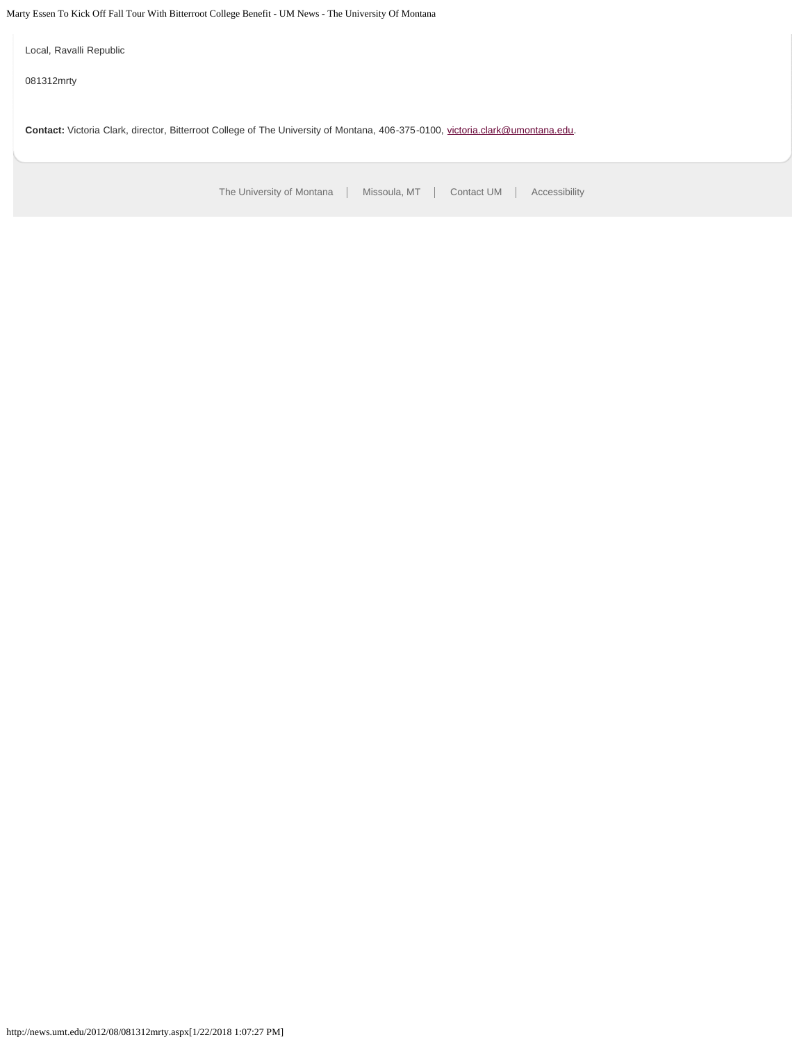Local, Ravalli Republic

081312mrty

**Contact:** Victoria Clark, director, Bitterroot College of The University of Montana, 406-375-0100, victoria.clark@umontana.edu.

The University of Montana | Missoula, MT | Contact UM | Accessibility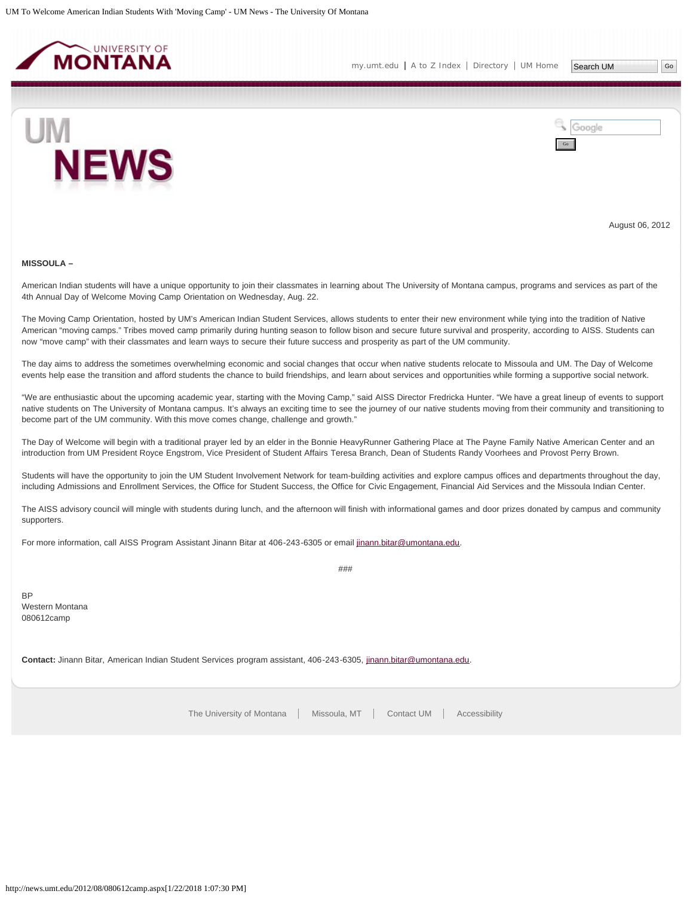August 06, 2012

**MISSOULA –**

American Indian students will have a unique opportunity to join their classmates in learning about The University of Montana campus, programs and services as part of the 4th Annual Day of Welcome Moving Camp Orientation on Wednesday, Aug. 22.

The Moving Camp Orientation, hosted by UM's American Indian Student Services, allows students to enter their new environment while tying into the tradition of Native American "moving camps." Tribes moved camp primarily during hunting season to follow bison and secure future survival and prosperity, according to AISS. Students can now "move camp" with their classmates and learn ways to secure their future success and prosperity as part of the UM community.

The day aims to address the sometimes overwhelming economic and social changes that occur when native students relocate to Missoula and UM. The Day of Welcome events help ease the transition and afford students the chance to build friendships, and learn about services and opportunities while forming a supportive social network.

"We are enthusiastic about the upcoming academic year, starting with the Moving Camp," said AISS Director Fredricka Hunter. "We have a great lineup of events to support native students on The University of Montana campus. It's always an exciting time to see the journey of our native students moving from their community and transitioning to become part of the UM community. With this move comes change, challenge and growth."

The Day of Welcome will begin with a traditional prayer led by an elder in the Bonnie HeavyRunner Gathering Place at The Payne Family Native American Center and an introduction from UM President Royce Engstrom, Vice President of Student Affairs Teresa Branch, Dean of Students Randy Voorhees and Provost Perry Brown.

Students will have the opportunity to join the UM Student Involvement Network for team-building activities and explore campus offices and departments throughout the day, including Admissions and Enrollment Services, the Office for Student Success, the Office for Civic Engagement, Financial Aid Services and the Missoula Indian Center.

The AISS advisory council will mingle with students during lunch, and the afternoon will finish with informational games and door prizes donated by campus and community supporters.

For more information, call AISS Program Assistant Jinann Bitar at 406-243-6305 or email jinann.bitar@umontana.edu.

###

BP
Western Montana
080612camp

**Contact:** Jinann Bitar, American Indian Student Services program assistant, 406-243-6305, jinann.bitar@umontana.edu.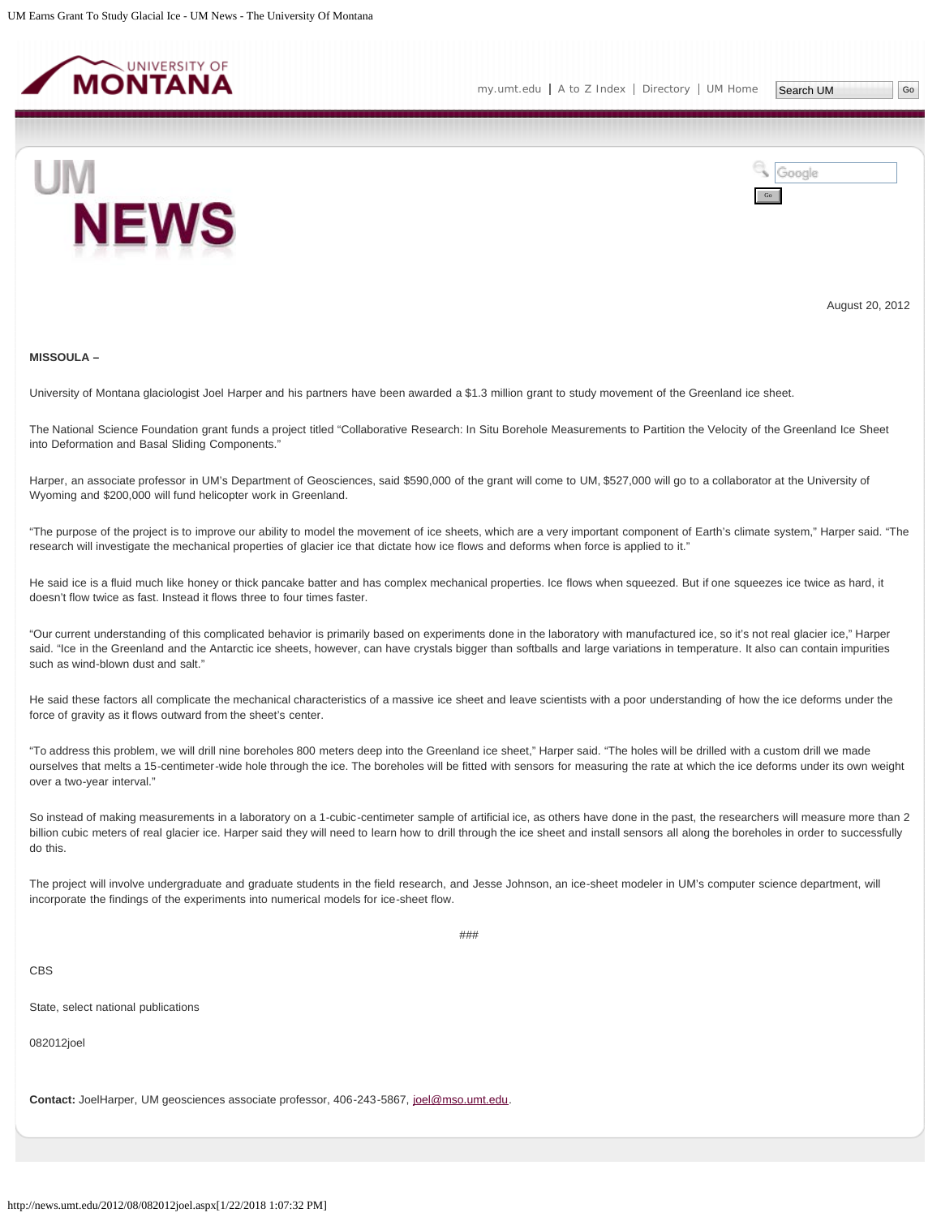August 20, 2012

**MISSOULA –**

University of Montana glaciologist Joel Harper and his partners have been awarded a $1.3 million grant to study movement of the Greenland ice sheet.

The National Science Foundation grant funds a project titled "Collaborative Research: In Situ Borehole Measurements to Partition the Velocity of the Greenland Ice Sheet into Deformation and Basal Sliding Components."

Harper, an associate professor in UM's Department of Geosciences, said $590,000 of the grant will come to UM, $527,000 will go to a collaborator at the University of Wyoming and $200,000 will fund helicopter work in Greenland.

"The purpose of the project is to improve our ability to model the movement of ice sheets, which are a very important component of Earth's climate system," Harper said. "The research will investigate the mechanical properties of glacier ice that dictate how ice flows and deforms when force is applied to it."

He said ice is a fluid much like honey or thick pancake batter and has complex mechanical properties. Ice flows when squeezed. But if one squeezes ice twice as hard, it doesn't flow twice as fast. Instead it flows three to four times faster.

"Our current understanding of this complicated behavior is primarily based on experiments done in the laboratory with manufactured ice, so it's not real glacier ice," Harper said. "Ice in the Greenland and the Antarctic ice sheets, however, can have crystals bigger than softballs and large variations in temperature. It also can contain impurities such as wind-blown dust and salt."

He said these factors all complicate the mechanical characteristics of a massive ice sheet and leave scientists with a poor understanding of how the ice deforms under the force of gravity as it flows outward from the sheet's center.

"To address this problem, we will drill nine boreholes 800 meters deep into the Greenland ice sheet," Harper said. "The holes will be drilled with a custom drill we made ourselves that melts a 15-centimeter-wide hole through the ice. The boreholes will be fitted with sensors for measuring the rate at which the ice deforms under its own weight over a two-year interval."

So instead of making measurements in a laboratory on a 1-cubic-centimeter sample of artificial ice, as others have done in the past, the researchers will measure more than 2 billion cubic meters of real glacier ice. Harper said they will need to learn how to drill through the ice sheet and install sensors all along the boreholes in order to successfully do this.

The project will involve undergraduate and graduate students in the field research, and Jesse Johnson, an ice-sheet modeler in UM's computer science department, will incorporate the findings of the experiments into numerical models for ice-sheet flow.

###

CBS

State, select national publications

082012joel

**Contact:** JoelHarper, UM geosciences associate professor, 406-243-5867, joel@mso.umt.edu.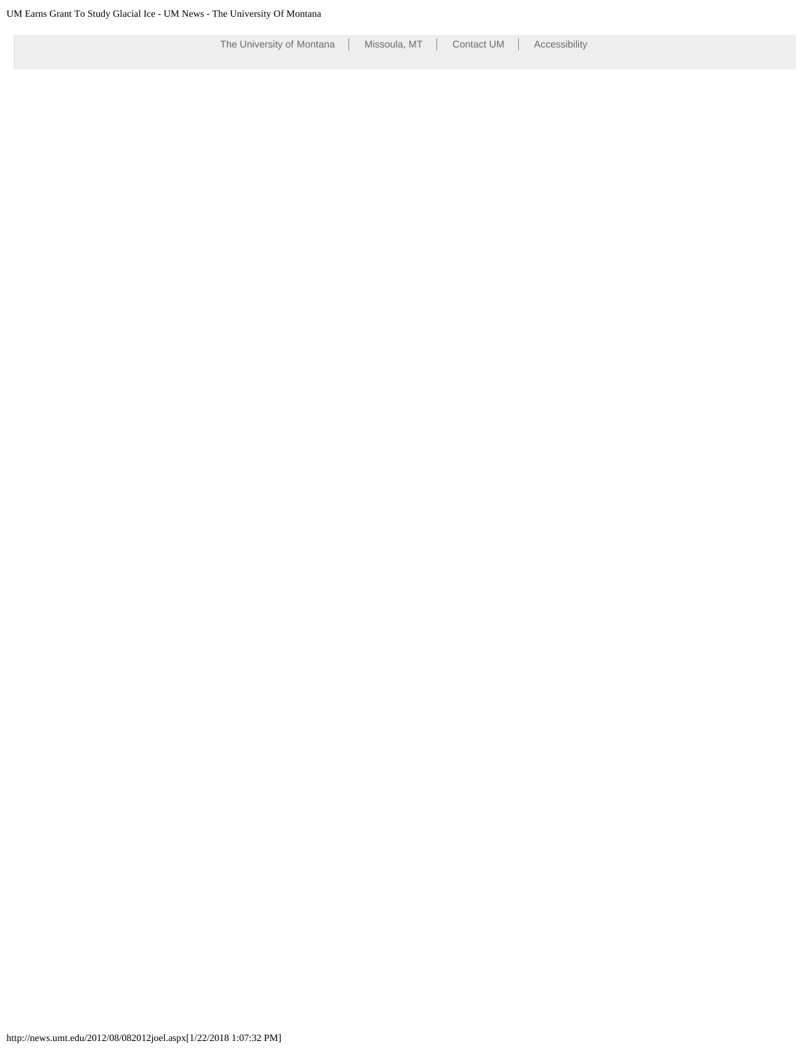The University of Montana | Missoula, MT | Contact UM | Accessibility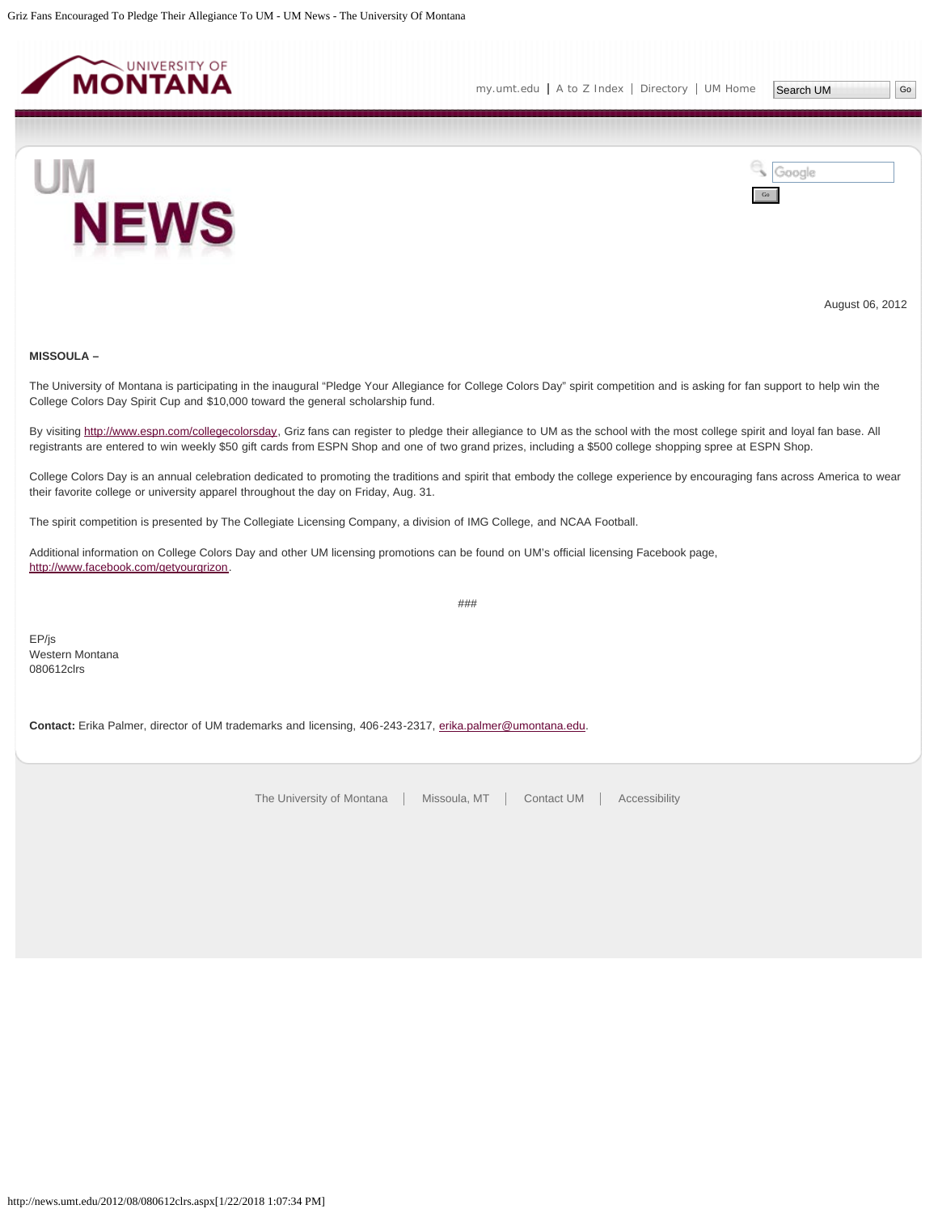August 06, 2012

**MISSOULA –**

The University of Montana is participating in the inaugural “Pledge Your Allegiance for College Colors Day” spirit competition and is asking for fan support to help win the College Colors Day Spirit Cup and $10,000 toward the general scholarship fund.

By visiting http://www.espn.com/collegecolorsday, Griz fans can register to pledge their allegiance to UM as the school with the most college spirit and loyal fan base. All registrants are entered to win weekly $50 gift cards from ESPN Shop and one of two grand prizes, including a $500 college shopping spree at ESPN Shop.

College Colors Day is an annual celebration dedicated to promoting the traditions and spirit that embody the college experience by encouraging fans across America to wear their favorite college or university apparel throughout the day on Friday, Aug. 31.

The spirit competition is presented by The Collegiate Licensing Company, a division of IMG College, and NCAA Football.

Additional information on College Colors Day and other UM licensing promotions can be found on UM's official licensing Facebook page, http://www.facebook.com/getyourgrizon.

###

EP/js
Western Montana
080612clrs

**Contact:** Erika Palmer, director of UM trademarks and licensing, 406-243-2317, erika.palmer@umontana.edu.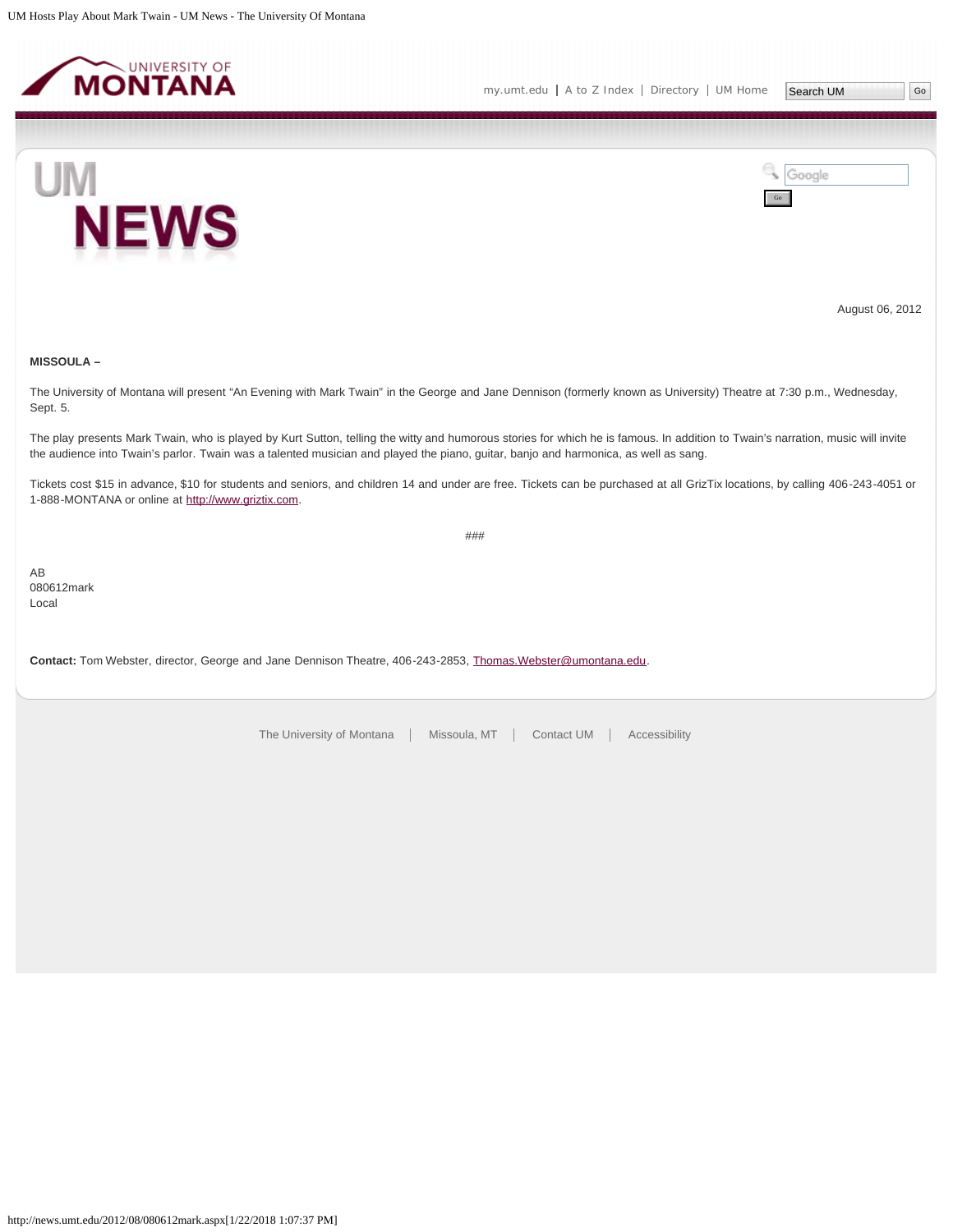August 06, 2012

**MISSOULA –**

The University of Montana will present "An Evening with Mark Twain" in the George and Jane Dennison (formerly known as University) Theatre at 7:30 p.m., Wednesday, Sept. 5.

The play presents Mark Twain, who is played by Kurt Sutton, telling the witty and humorous stories for which he is famous. In addition to Twain's narration, music will invite the audience into Twain's parlor. Twain was a talented musician and played the piano, guitar, banjo and harmonica, as well as sang.

Tickets cost $15 in advance, $10 for students and seniors, and children 14 and under are free. Tickets can be purchased at all GrizTix locations, by calling 406-243-4051 or 1-888-MONTANA or online at http://www.griztix.com.

###

AB
080612mark
Local

**Contact:** Tom Webster, director, George and Jane Dennison Theatre, 406-243-2853, Thomas.Webster@umontana.edu.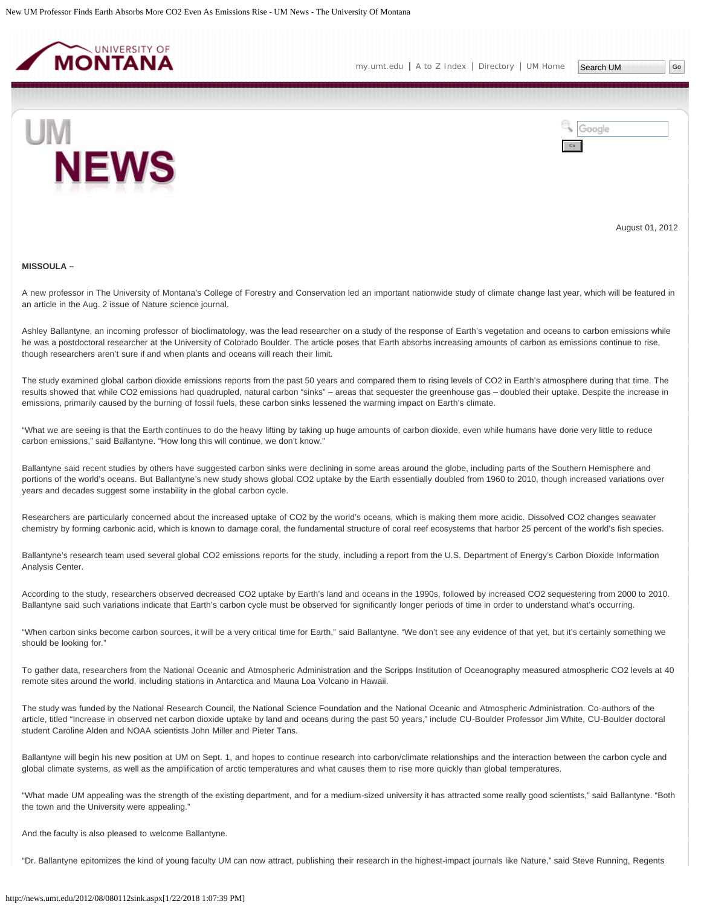August 01, 2012

**MISSOULA –**

A new professor in The University of Montana's College of Forestry and Conservation led an important nationwide study of climate change last year, which will be featured in an article in the Aug. 2 issue of Nature science journal.

Ashley Ballantyne, an incoming professor of bioclimatology, was the lead researcher on a study of the response of Earth's vegetation and oceans to carbon emissions while he was a postdoctoral researcher at the University of Colorado Boulder. The article poses that Earth absorbs increasing amounts of carbon as emissions continue to rise, though researchers aren't sure if and when plants and oceans will reach their limit.

The study examined global carbon dioxide emissions reports from the past 50 years and compared them to rising levels of $CO_2$ in Earth's atmosphere during that time. The results showed that while $CO_2$ emissions had quadrupled, natural carbon "sinks" – areas that sequester the greenhouse gas – doubled their uptake. Despite the increase in emissions, primarily caused by the burning of fossil fuels, these carbon sinks lessened the warming impact on Earth's climate.

"What we are seeing is that the Earth continues to do the heavy lifting by taking up huge amounts of carbon dioxide, even while humans have done very little to reduce carbon emissions," said Ballantyne. "How long this will continue, we don't know."

Ballantyne said recent studies by others have suggested carbon sinks were declining in some areas around the globe, including parts of the Southern Hemisphere and portions of the world's oceans. But Ballantyne's new study shows global $CO_2$ uptake by the Earth essentially doubled from 1960 to 2010, though increased variations over years and decades suggest some instability in the global carbon cycle.

Researchers are particularly concerned about the increased uptake of $CO_2$ by the world's oceans, which is making them more acidic. Dissolved $CO_2$ changes seawater chemistry by forming carbonic acid, which is known to damage coral, the fundamental structure of coral reef ecosystems that harbor 25 percent of the world's fish species.

Ballantyne's research team used several global $CO_2$ emissions reports for the study, including a report from the U.S. Department of Energy's Carbon Dioxide Information Analysis Center.

According to the study, researchers observed decreased $CO_2$ uptake by Earth's land and oceans in the 1990s, followed by increased $CO_2$ sequestering from 2000 to 2010. Ballantyne said such variations indicate that Earth's carbon cycle must be observed for significantly longer periods of time in order to understand what's occurring.

"When carbon sinks become carbon sources, it will be a very critical time for Earth," said Ballantyne. "We don't see any evidence of that yet, but it's certainly something we should be looking for."

To gather data, researchers from the National Oceanic and Atmospheric Administration and the Scripps Institution of Oceanography measured atmospheric $CO_2$ levels at 40 remote sites around the world, including stations in Antarctica and Mauna Loa Volcano in Hawaii.

The study was funded by the National Research Council, the National Science Foundation and the National Oceanic and Atmospheric Administration. Co-authors of the article, titled "Increase in observed net carbon dioxide uptake by land and oceans during the past 50 years," include CU-Boulder Professor Jim White, CU-Boulder doctoral student Caroline Alden and NOAA scientists John Miller and Pieter Tans.

Ballantyne will begin his new position at UM on Sept. 1, and hopes to continue research into carbon/climate relationships and the interaction between the carbon cycle and global climate systems, as well as the amplification of arctic temperatures and what causes them to rise more quickly than global temperatures.

"What made UM appealing was the strength of the existing department, and for a medium-sized university it has attracted some really good scientists," said Ballantyne. "Both the town and the University were appealing."

And the faculty is also pleased to welcome Ballantyne.

"Dr. Ballantyne epitomizes the kind of young faculty UM can now attract, publishing their research in the highest-impact journals like Nature," said Steve Running, Regents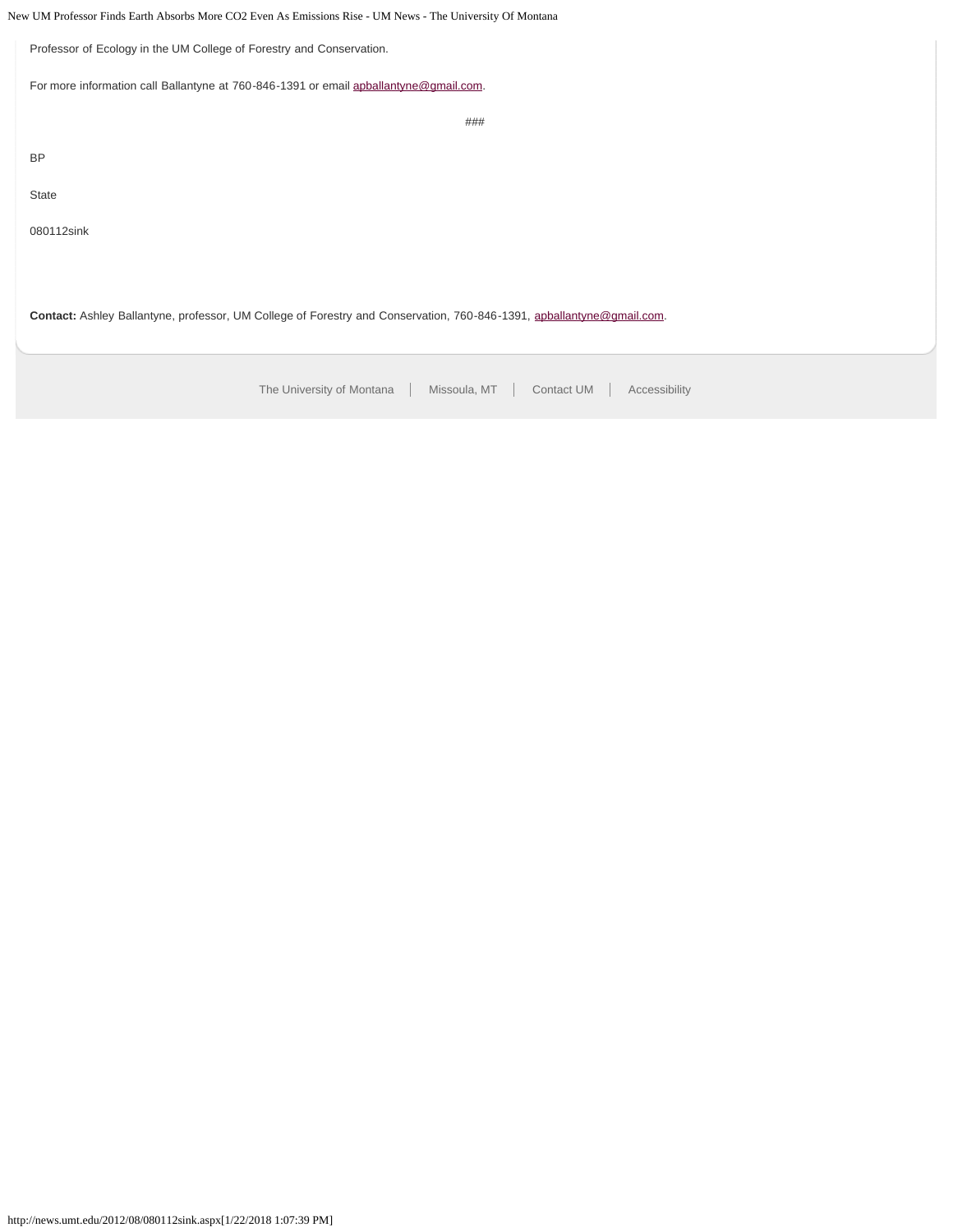Professor of Ecology in the UM College of Forestry and Conservation.

For more information call Ballantyne at 760-846-1391 or email apballantyne@gmail.com.

###

BP

State

080112sink

**Contact:** Ashley Ballantyne, professor, UM College of Forestry and Conservation, 760-846-1391, apballantyne@gmail.com.

The University of Montana | Missoula, MT | Contact UM | Accessibility